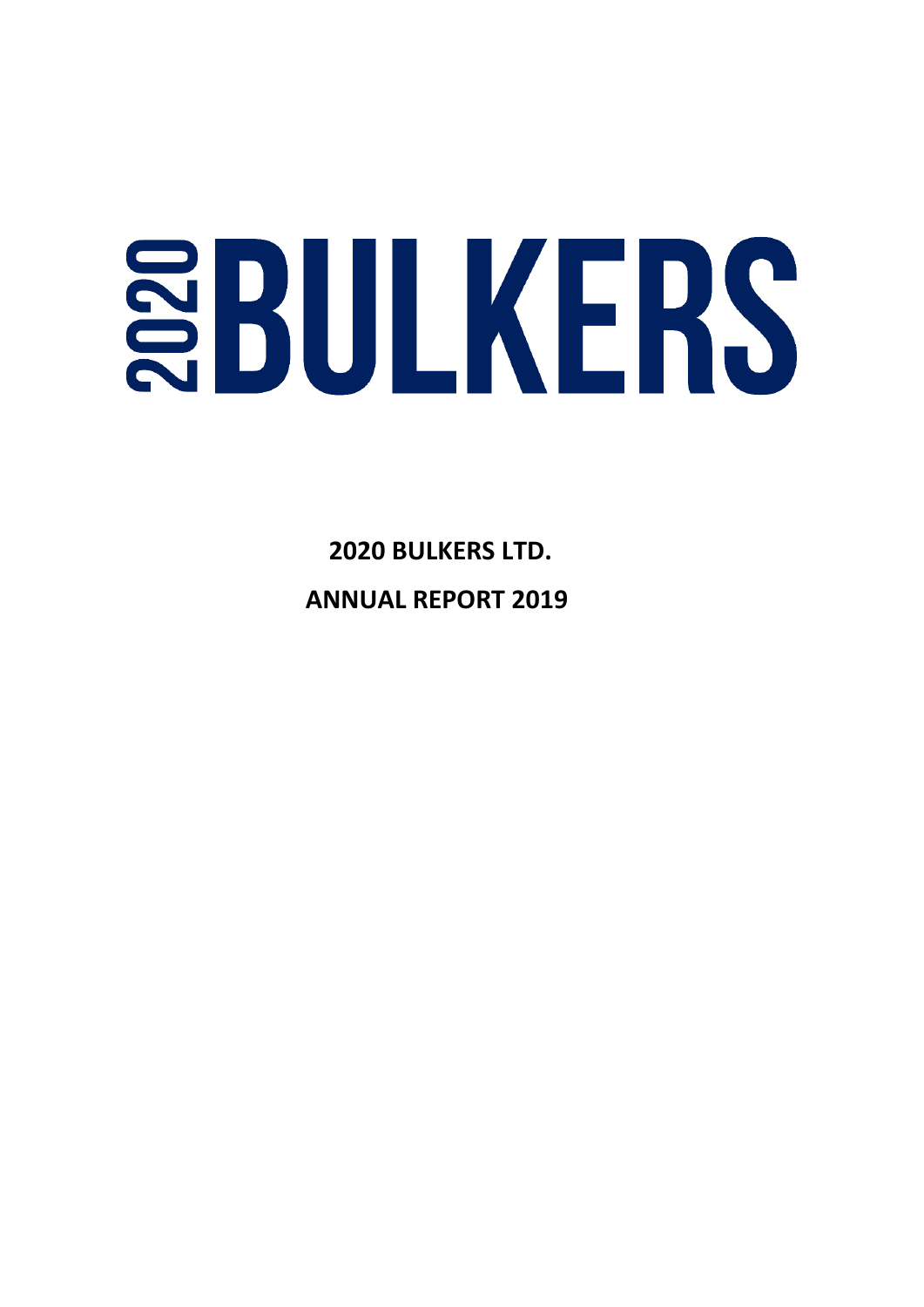# 2020 BULKERS

**2020 BULKERS LTD.**

**ANNUAL REPORT 2019**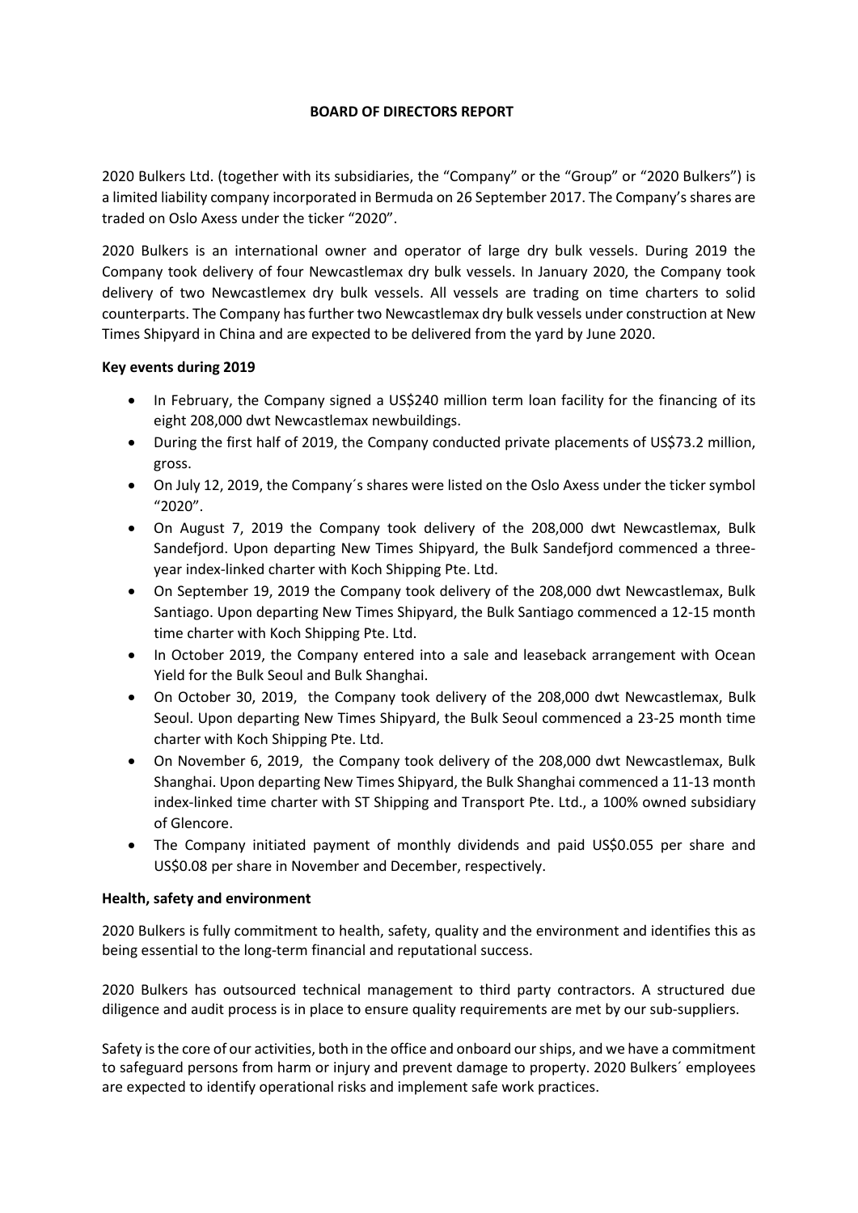# BOARD OF DIRECTORS REPORT

2020 Bulkers Ltd. (together with its subsidiaries, the "Company" or the "Group" or "2020 Bulkers") is a limited liability company incorporated in Bermuda on 26 September 2017. The Company's shares are traded on Oslo Axess under the ticker "2020".

2020 Bulkers is an international owner and operator of large dry bulk vessels. During 2019 the Company took delivery of four Newcastlemax dry bulk vessels. In January 2020, the Company took delivery of two Newcastlemex dry bulk vessels. All vessels are trading on time charters to solid counterparts. The Company has further two Newcastlemax dry bulk vessels under construction at New Times Shipyard in China and are expected to be delivered from the yard by June 2020.

**Key events during 2019**

- In February, the Company signed a US$240 million term loan facility for the financing of its eight 208,000 dwt Newcastlemax newbuildings.
- During the first half of 2019, the Company conducted private placements of US$73.2 million, gross.
- On July 12, 2019, the Company´s shares were listed on the Oslo Axess under the ticker symbol "2020".
- On August 7, 2019 the Company took delivery of the 208,000 dwt Newcastlemax, Bulk Sandefjord. Upon departing New Times Shipyard, the Bulk Sandefjord commenced a three-year index-linked charter with Koch Shipping Pte. Ltd.
- On September 19, 2019 the Company took delivery of the 208,000 dwt Newcastlemax, Bulk Santiago. Upon departing New Times Shipyard, the Bulk Santiago commenced a 12-15 month time charter with Koch Shipping Pte. Ltd.
- In October 2019, the Company entered into a sale and leaseback arrangement with Ocean Yield for the Bulk Seoul and Bulk Shanghai.
- On October 30, 2019, the Company took delivery of the 208,000 dwt Newcastlemax, Bulk Seoul. Upon departing New Times Shipyard, the Bulk Seoul commenced a 23-25 month time charter with Koch Shipping Pte. Ltd.
- On November 6, 2019, the Company took delivery of the 208,000 dwt Newcastlemax, Bulk Shanghai. Upon departing New Times Shipyard, the Bulk Shanghai commenced a 11-13 month index-linked time charter with ST Shipping and Transport Pte. Ltd., a 100% owned subsidiary of Glencore.
- The Company initiated payment of monthly dividends and paid US$0.055 per share and US$0.08 per share in November and December, respectively.

**Health, safety and environment**

2020 Bulkers is fully commitment to health, safety, quality and the environment and identifies this as being essential to the long-term financial and reputational success.

2020 Bulkers has outsourced technical management to third party contractors. A structured due diligence and audit process is in place to ensure quality requirements are met by our sub-suppliers.

Safety is the core of our activities, both in the office and onboard our ships, and we have a commitment to safeguard persons from harm or injury and prevent damage to property. 2020 Bulkers´ employees are expected to identify operational risks and implement safe work practices.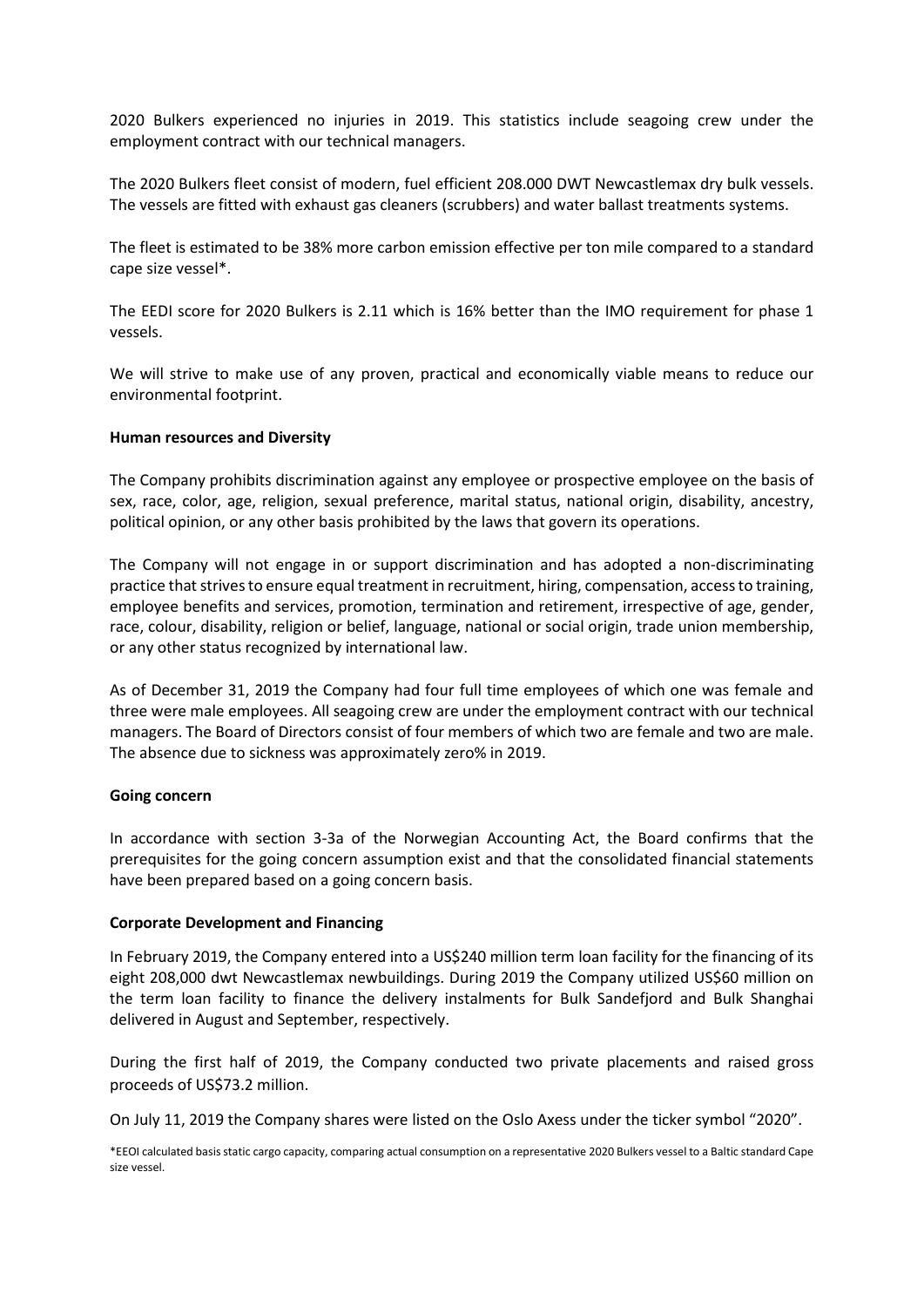2020 Bulkers experienced no injuries in 2019. This statistics include seagoing crew under the employment contract with our technical managers.

The 2020 Bulkers fleet consist of modern, fuel efficient 208.000 DWT Newcastlemax dry bulk vessels. The vessels are fitted with exhaust gas cleaners (scrubbers) and water ballast treatments systems.

The fleet is estimated to be 38% more carbon emission effective per ton mile compared to a standard cape size vessel*.

The EEDI score for 2020 Bulkers is 2.11 which is 16% better than the IMO requirement for phase 1 vessels.

We will strive to make use of any proven, practical and economically viable means to reduce our environmental footprint.

**Human resources and Diversity**

The Company prohibits discrimination against any employee or prospective employee on the basis of sex, race, color, age, religion, sexual preference, marital status, national origin, disability, ancestry, political opinion, or any other basis prohibited by the laws that govern its operations.

The Company will not engage in or support discrimination and has adopted a non-discriminating practice that strives to ensure equal treatment in recruitment, hiring, compensation, access to training, employee benefits and services, promotion, termination and retirement, irrespective of age, gender, race, colour, disability, religion or belief, language, national or social origin, trade union membership, or any other status recognized by international law.

As of December 31, 2019 the Company had four full time employees of which one was female and three were male employees. All seagoing crew are under the employment contract with our technical managers. The Board of Directors consist of four members of which two are female and two are male. The absence due to sickness was approximately zero% in 2019.

**Going concern**

In accordance with section 3-3a of the Norwegian Accounting Act, the Board confirms that the prerequisites for the going concern assumption exist and that the consolidated financial statements have been prepared based on a going concern basis.

**Corporate Development and Financing**

In February 2019, the Company entered into a US$240 million term loan facility for the financing of its eight 208,000 dwt Newcastlemax newbuildings. During 2019 the Company utilized US$60 million on the term loan facility to finance the delivery instalments for Bulk Sandefjord and Bulk Shanghai delivered in August and September, respectively.

During the first half of 2019, the Company conducted two private placements and raised gross proceeds of US$73.2 million.

On July 11, 2019 the Company shares were listed on the Oslo Axess under the ticker symbol "2020".

*EEOI calculated basis static cargo capacity, comparing actual consumption on a representative 2020 Bulkers vessel to a Baltic standard Cape size vessel.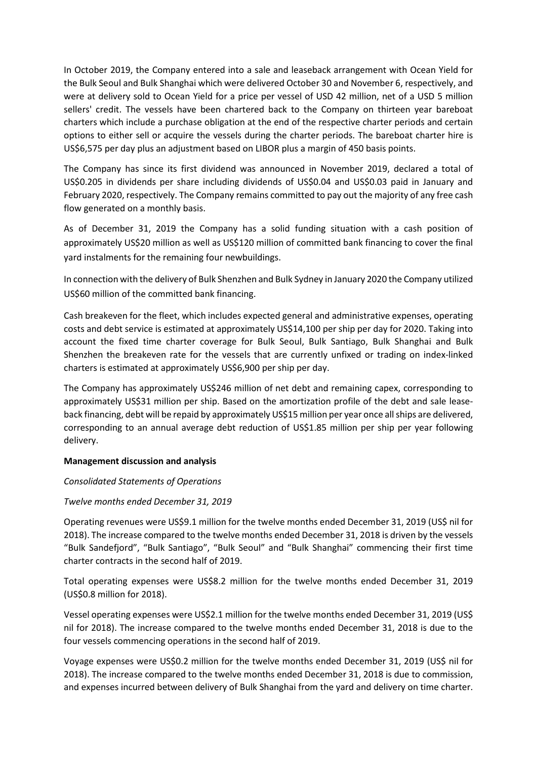In October 2019, the Company entered into a sale and leaseback arrangement with Ocean Yield for the Bulk Seoul and Bulk Shanghai which were delivered October 30 and November 6, respectively, and were at delivery sold to Ocean Yield for a price per vessel of USD 42 million, net of a USD 5 million sellers' credit. The vessels have been chartered back to the Company on thirteen year bareboat charters which include a purchase obligation at the end of the respective charter periods and certain options to either sell or acquire the vessels during the charter periods. The bareboat charter hire is US$6,575 per day plus an adjustment based on LIBOR plus a margin of 450 basis points.

The Company has since its first dividend was announced in November 2019, declared a total of US$0.205 in dividends per share including dividends of US$0.04 and US$0.03 paid in January and February 2020, respectively. The Company remains committed to pay out the majority of any free cash flow generated on a monthly basis.

As of December 31, 2019 the Company has a solid funding situation with a cash position of approximately US$20 million as well as US$120 million of committed bank financing to cover the final yard instalments for the remaining four newbuildings.

In connection with the delivery of Bulk Shenzhen and Bulk Sydney in January 2020 the Company utilized US$60 million of the committed bank financing.

Cash breakeven for the fleet, which includes expected general and administrative expenses, operating costs and debt service is estimated at approximately US$14,100 per ship per day for 2020. Taking into account the fixed time charter coverage for Bulk Seoul, Bulk Santiago, Bulk Shanghai and Bulk Shenzhen the breakeven rate for the vessels that are currently unfixed or trading on index-linked charters is estimated at approximately US$6,900 per ship per day.

The Company has approximately US$246 million of net debt and remaining capex, corresponding to approximately US$31 million per ship. Based on the amortization profile of the debt and sale lease-back financing, debt will be repaid by approximately US$15 million per year once all ships are delivered, corresponding to an annual average debt reduction of US$1.85 million per ship per year following delivery.

**Management discussion and analysis**

*Consolidated Statements of Operations*

*Twelve months ended December 31, 2019*

Operating revenues were US$9.1 million for the twelve months ended December 31, 2019 (US$ nil for 2018). The increase compared to the twelve months ended December 31, 2018 is driven by the vessels "Bulk Sandefjord", "Bulk Santiago", "Bulk Seoul" and "Bulk Shanghai" commencing their first time charter contracts in the second half of 2019.

Total operating expenses were US$8.2 million for the twelve months ended December 31, 2019 (US$0.8 million for 2018).

Vessel operating expenses were US$2.1 million for the twelve months ended December 31, 2019 (US$ nil for 2018). The increase compared to the twelve months ended December 31, 2018 is due to the four vessels commencing operations in the second half of 2019.

Voyage expenses were US$0.2 million for the twelve months ended December 31, 2019 (US$ nil for 2018). The increase compared to the twelve months ended December 31, 2018 is due to commission, and expenses incurred between delivery of Bulk Shanghai from the yard and delivery on time charter.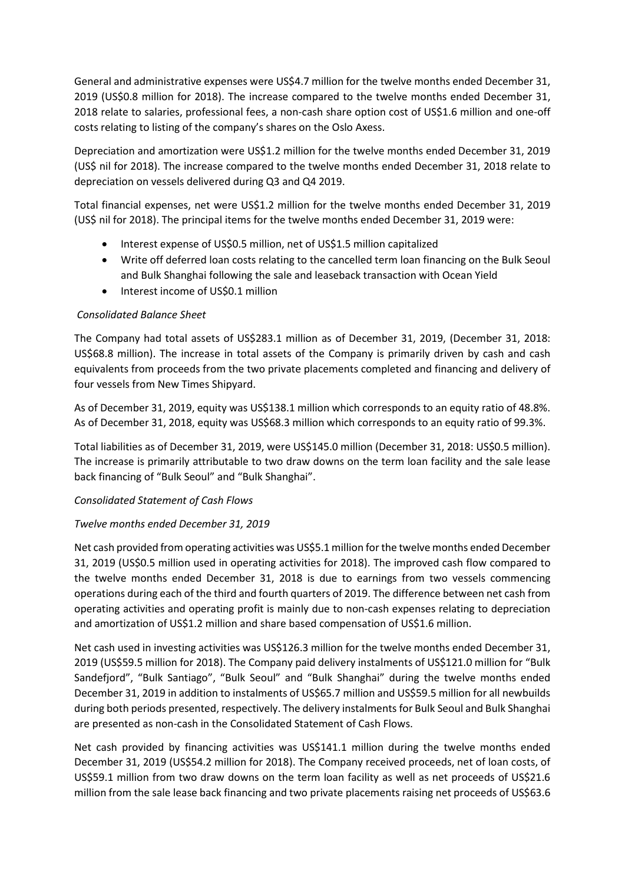General and administrative expenses were US$4.7 million for the twelve months ended December 31, 2019 (US$0.8 million for 2018). The increase compared to the twelve months ended December 31, 2018 relate to salaries, professional fees, a non-cash share option cost of US$1.6 million and one-off costs relating to listing of the company's shares on the Oslo Axess.

Depreciation and amortization were US$1.2 million for the twelve months ended December 31, 2019 (US$ nil for 2018). The increase compared to the twelve months ended December 31, 2018 relate to depreciation on vessels delivered during Q3 and Q4 2019.

Total financial expenses, net were US$1.2 million for the twelve months ended December 31, 2019 (US$ nil for 2018). The principal items for the twelve months ended December 31, 2019 were:

- Interest expense of US$0.5 million, net of US$1.5 million capitalized
- Write off deferred loan costs relating to the cancelled term loan financing on the Bulk Seoul and Bulk Shanghai following the sale and leaseback transaction with Ocean Yield
- Interest income of US$0.1 million

*Consolidated Balance Sheet*

The Company had total assets of US$283.1 million as of December 31, 2019, (December 31, 2018: US$68.8 million). The increase in total assets of the Company is primarily driven by cash and cash equivalents from proceeds from the two private placements completed and financing and delivery of four vessels from New Times Shipyard.

As of December 31, 2019, equity was US$138.1 million which corresponds to an equity ratio of 48.8%. As of December 31, 2018, equity was US$68.3 million which corresponds to an equity ratio of 99.3%.

Total liabilities as of December 31, 2019, were US$145.0 million (December 31, 2018: US$0.5 million). The increase is primarily attributable to two draw downs on the term loan facility and the sale lease back financing of "Bulk Seoul" and "Bulk Shanghai".

*Consolidated Statement of Cash Flows*

*Twelve months ended December 31, 2019*

Net cash provided from operating activities was US$5.1 million for the twelve months ended December 31, 2019 (US$0.5 million used in operating activities for 2018). The improved cash flow compared to the twelve months ended December 31, 2018 is due to earnings from two vessels commencing operations during each of the third and fourth quarters of 2019. The difference between net cash from operating activities and operating profit is mainly due to non-cash expenses relating to depreciation and amortization of US$1.2 million and share based compensation of US$1.6 million.

Net cash used in investing activities was US$126.3 million for the twelve months ended December 31, 2019 (US$59.5 million for 2018). The Company paid delivery instalments of US$121.0 million for "Bulk Sandefjord", "Bulk Santiago", "Bulk Seoul" and "Bulk Shanghai" during the twelve months ended December 31, 2019 in addition to instalments of US$65.7 million and US$59.5 million for all newbuilds during both periods presented, respectively. The delivery instalments for Bulk Seoul and Bulk Shanghai are presented as non-cash in the Consolidated Statement of Cash Flows.

Net cash provided by financing activities was US$141.1 million during the twelve months ended December 31, 2019 (US$54.2 million for 2018). The Company received proceeds, net of loan costs, of US$59.1 million from two draw downs on the term loan facility as well as net proceeds of US$21.6 million from the sale lease back financing and two private placements raising net proceeds of US$63.6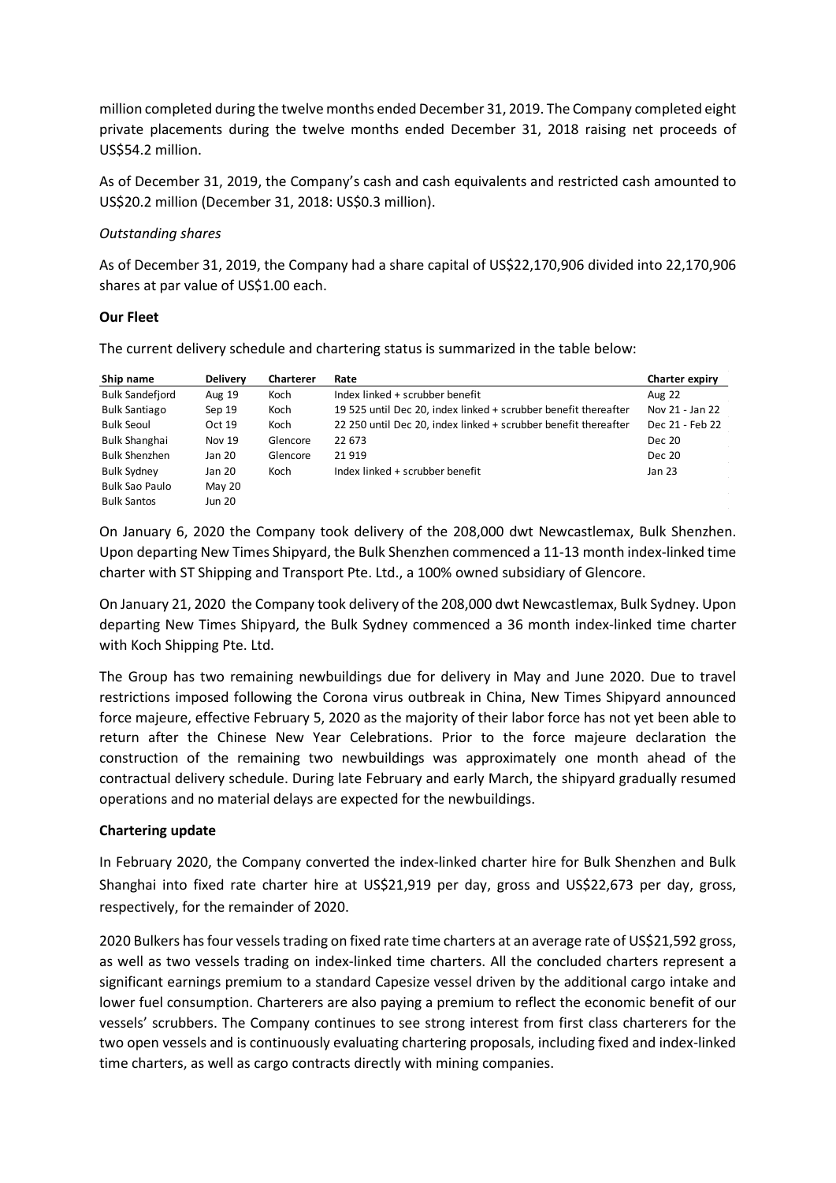million completed during the twelve months ended December 31, 2019. The Company completed eight private placements during the twelve months ended December 31, 2018 raising net proceeds of US$54.2 million.

As of December 31, 2019, the Company's cash and cash equivalents and restricted cash amounted to US$20.2 million (December 31, 2018: US$0.3 million).

*Outstanding shares*

As of December 31, 2019, the Company had a share capital of US$22,170,906 divided into 22,170,906 shares at par value of US$1.00 each.

**Our Fleet**

The current delivery schedule and chartering status is summarized in the table below:

| Ship name | Delivery | Charterer | Rate | Charter expiry |
|---|---|---|---|---|
| Bulk Sandefjord | Aug 19 | Koch | Index linked + scrubber benefit | Aug 22 |
| Bulk Santiago | Sep 19 | Koch | 19 525 until Dec 20, index linked + scrubber benefit thereafter | Nov 21 - Jan 22 |
| Bulk Seoul | Oct 19 | Koch | 22 250 until Dec 20, index linked + scrubber benefit thereafter | Dec 21 - Feb 22 |
| Bulk Shanghai | Nov 19 | Glencore | 22 673 | Dec 20 |
| Bulk Shenzhen | Jan 20 | Glencore | 21 919 | Dec 20 |
| Bulk Sydney | Jan 20 | Koch | Index linked + scrubber benefit | Jan 23 |
| Bulk Sao Paulo | May 20 | | | |
| Bulk Santos | Jun 20 | | | |

On January 6, 2020 the Company took delivery of the 208,000 dwt Newcastlemax, Bulk Shenzhen. Upon departing New Times Shipyard, the Bulk Shenzhen commenced a 11-13 month index-linked time charter with ST Shipping and Transport Pte. Ltd., a 100% owned subsidiary of Glencore.

On January 21, 2020 the Company took delivery of the 208,000 dwt Newcastlemax, Bulk Sydney. Upon departing New Times Shipyard, the Bulk Sydney commenced a 36 month index-linked time charter with Koch Shipping Pte. Ltd.

The Group has two remaining newbuildings due for delivery in May and June 2020. Due to travel restrictions imposed following the Corona virus outbreak in China, New Times Shipyard announced force majeure, effective February 5, 2020 as the majority of their labor force has not yet been able to return after the Chinese New Year Celebrations. Prior to the force majeure declaration the construction of the remaining two newbuildings was approximately one month ahead of the contractual delivery schedule. During late February and early March, the shipyard gradually resumed operations and no material delays are expected for the newbuildings.

**Chartering update**

In February 2020, the Company converted the index-linked charter hire for Bulk Shenzhen and Bulk Shanghai into fixed rate charter hire at US$21,919 per day, gross and US$22,673 per day, gross, respectively, for the remainder of 2020.

2020 Bulkers has four vessels trading on fixed rate time charters at an average rate of US$21,592 gross, as well as two vessels trading on index-linked time charters. All the concluded charters represent a significant earnings premium to a standard Capesize vessel driven by the additional cargo intake and lower fuel consumption. Charterers are also paying a premium to reflect the economic benefit of our vessels' scrubbers. The Company continues to see strong interest from first class charterers for the two open vessels and is continuously evaluating chartering proposals, including fixed and index-linked time charters, as well as cargo contracts directly with mining companies.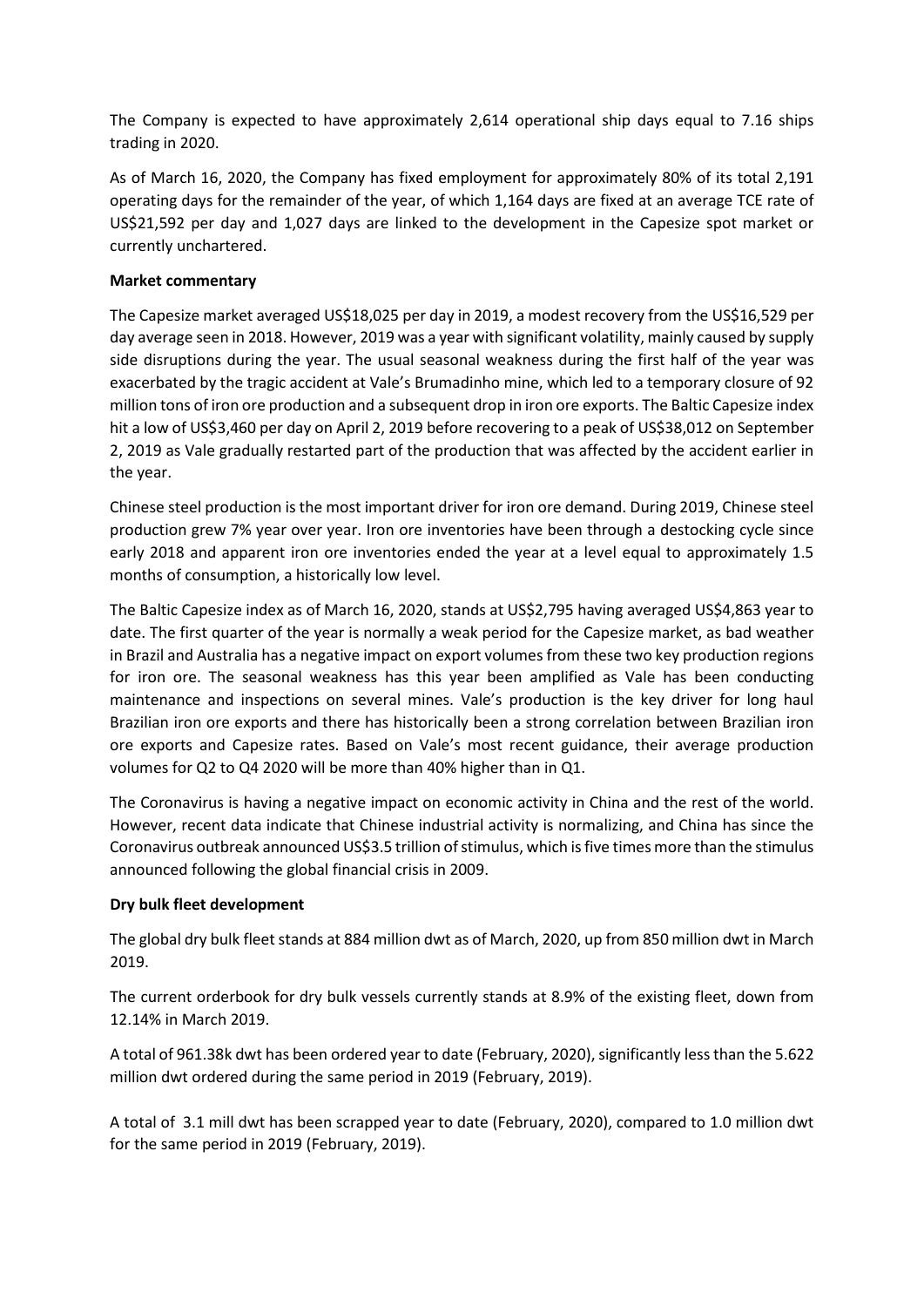The Company is expected to have approximately 2,614 operational ship days equal to 7.16 ships trading in 2020.

As of March 16, 2020, the Company has fixed employment for approximately 80% of its total 2,191 operating days for the remainder of the year, of which 1,164 days are fixed at an average TCE rate of US$21,592 per day and 1,027 days are linked to the development in the Capesize spot market or currently unchartered.

**Market commentary**

The Capesize market averaged US$18,025 per day in 2019, a modest recovery from the US$16,529 per day average seen in 2018. However, 2019 was a year with significant volatility, mainly caused by supply side disruptions during the year. The usual seasonal weakness during the first half of the year was exacerbated by the tragic accident at Vale's Brumadinho mine, which led to a temporary closure of 92 million tons of iron ore production and a subsequent drop in iron ore exports. The Baltic Capesize index hit a low of US$3,460 per day on April 2, 2019 before recovering to a peak of US$38,012 on September 2, 2019 as Vale gradually restarted part of the production that was affected by the accident earlier in the year.

Chinese steel production is the most important driver for iron ore demand. During 2019, Chinese steel production grew 7% year over year. Iron ore inventories have been through a destocking cycle since early 2018 and apparent iron ore inventories ended the year at a level equal to approximately 1.5 months of consumption, a historically low level.

The Baltic Capesize index as of March 16, 2020, stands at US$2,795 having averaged US$4,863 year to date. The first quarter of the year is normally a weak period for the Capesize market, as bad weather in Brazil and Australia has a negative impact on export volumes from these two key production regions for iron ore. The seasonal weakness has this year been amplified as Vale has been conducting maintenance and inspections on several mines. Vale's production is the key driver for long haul Brazilian iron ore exports and there has historically been a strong correlation between Brazilian iron ore exports and Capesize rates. Based on Vale's most recent guidance, their average production volumes for Q2 to Q4 2020 will be more than 40% higher than in Q1.

The Coronavirus is having a negative impact on economic activity in China and the rest of the world. However, recent data indicate that Chinese industrial activity is normalizing, and China has since the Coronavirus outbreak announced US$3.5 trillion of stimulus, which is five times more than the stimulus announced following the global financial crisis in 2009.

**Dry bulk fleet development**

The global dry bulk fleet stands at 884 million dwt as of March, 2020, up from 850 million dwt in March 2019.

The current orderbook for dry bulk vessels currently stands at 8.9% of the existing fleet, down from 12.14% in March 2019.

A total of 961.38k dwt has been ordered year to date (February, 2020), significantly less than the 5.622 million dwt ordered during the same period in 2019 (February, 2019).

A total of 3.1 mill dwt has been scrapped year to date (February, 2020), compared to 1.0 million dwt for the same period in 2019 (February, 2019).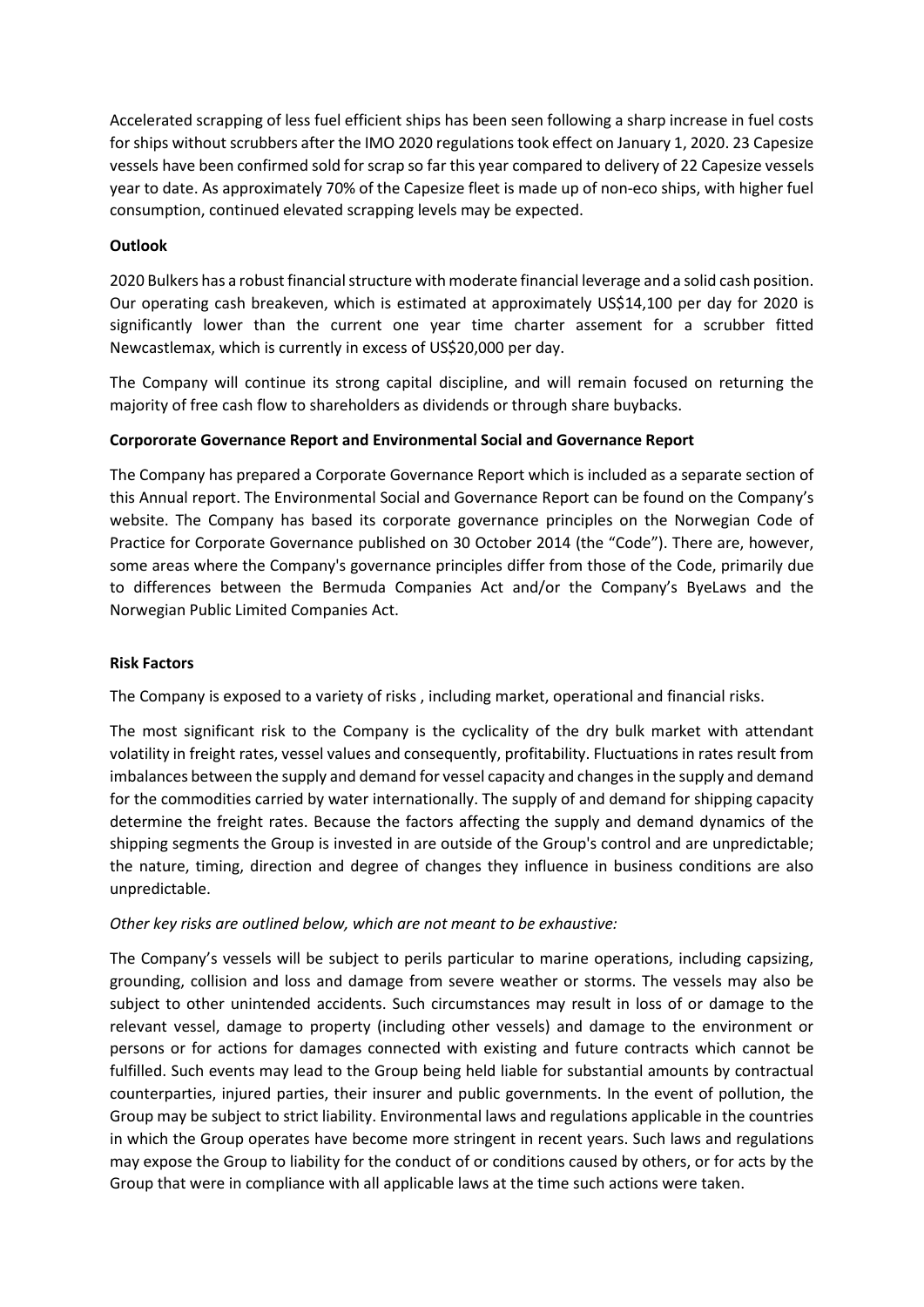Accelerated scrapping of less fuel efficient ships has been seen following a sharp increase in fuel costs for ships without scrubbers after the IMO 2020 regulations took effect on January 1, 2020. 23 Capesize vessels have been confirmed sold for scrap so far this year compared to delivery of 22 Capesize vessels year to date. As approximately 70% of the Capesize fleet is made up of non-eco ships, with higher fuel consumption, continued elevated scrapping levels may be expected.

**Outlook**

2020 Bulkers has a robust financial structure with moderate financial leverage and a solid cash position. Our operating cash breakeven, which is estimated at approximately US$14,100 per day for 2020 is significantly lower than the current one year time charter assement for a scrubber fitted Newcastlemax, which is currently in excess of US$20,000 per day.

The Company will continue its strong capital discipline, and will remain focused on returning the majority of free cash flow to shareholders as dividends or through share buybacks.

**Corpororate Governance Report and Environmental Social and Governance Report**

The Company has prepared a Corporate Governance Report which is included as a separate section of this Annual report. The Environmental Social and Governance Report can be found on the Company's website. The Company has based its corporate governance principles on the Norwegian Code of Practice for Corporate Governance published on 30 October 2014 (the "Code"). There are, however, some areas where the Company's governance principles differ from those of the Code, primarily due to differences between the Bermuda Companies Act and/or the Company's ByeLaws and the Norwegian Public Limited Companies Act.

**Risk Factors**

The Company is exposed to a variety of risks , including market, operational and financial risks.

The most significant risk to the Company is the cyclicality of the dry bulk market with attendant volatility in freight rates, vessel values and consequently, profitability. Fluctuations in rates result from imbalances between the supply and demand for vessel capacity and changes in the supply and demand for the commodities carried by water internationally. The supply of and demand for shipping capacity determine the freight rates. Because the factors affecting the supply and demand dynamics of the shipping segments the Group is invested in are outside of the Group's control and are unpredictable; the nature, timing, direction and degree of changes they influence in business conditions are also unpredictable.

*Other key risks are outlined below, which are not meant to be exhaustive:*

The Company's vessels will be subject to perils particular to marine operations, including capsizing, grounding, collision and loss and damage from severe weather or storms. The vessels may also be subject to other unintended accidents. Such circumstances may result in loss of or damage to the relevant vessel, damage to property (including other vessels) and damage to the environment or persons or for actions for damages connected with existing and future contracts which cannot be fulfilled. Such events may lead to the Group being held liable for substantial amounts by contractual counterparties, injured parties, their insurer and public governments. In the event of pollution, the Group may be subject to strict liability. Environmental laws and regulations applicable in the countries in which the Group operates have become more stringent in recent years. Such laws and regulations may expose the Group to liability for the conduct of or conditions caused by others, or for acts by the Group that were in compliance with all applicable laws at the time such actions were taken.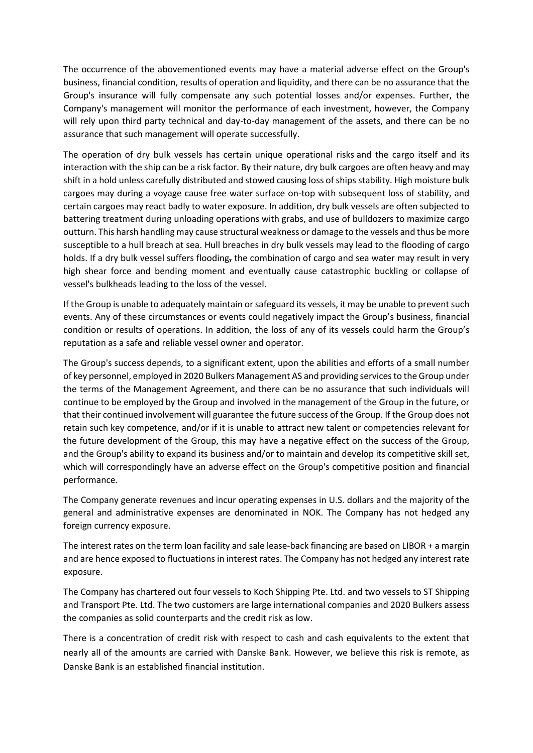The occurrence of the abovementioned events may have a material adverse effect on the Group's business, financial condition, results of operation and liquidity, and there can be no assurance that the Group's insurance will fully compensate any such potential losses and/or expenses. Further, the Company's management will monitor the performance of each investment, however, the Company will rely upon third party technical and day-to-day management of the assets, and there can be no assurance that such management will operate successfully.

The operation of dry bulk vessels has certain unique operational risks and the cargo itself and its interaction with the ship can be a risk factor. By their nature, dry bulk cargoes are often heavy and may shift in a hold unless carefully distributed and stowed causing loss of ships stability. High moisture bulk cargoes may during a voyage cause free water surface on-top with subsequent loss of stability, and certain cargoes may react badly to water exposure. In addition, dry bulk vessels are often subjected to battering treatment during unloading operations with grabs, and use of bulldozers to maximize cargo outturn. This harsh handling may cause structural weakness or damage to the vessels and thus be more susceptible to a hull breach at sea. Hull breaches in dry bulk vessels may lead to the flooding of cargo holds. If a dry bulk vessel suffers flooding, the combination of cargo and sea water may result in very high shear force and bending moment and eventually cause catastrophic buckling or collapse of vessel's bulkheads leading to the loss of the vessel.

If the Group is unable to adequately maintain or safeguard its vessels, it may be unable to prevent such events. Any of these circumstances or events could negatively impact the Group's business, financial condition or results of operations. In addition, the loss of any of its vessels could harm the Group's reputation as a safe and reliable vessel owner and operator.

The Group's success depends, to a significant extent, upon the abilities and efforts of a small number of key personnel, employed in 2020 Bulkers Management AS and providing services to the Group under the terms of the Management Agreement, and there can be no assurance that such individuals will continue to be employed by the Group and involved in the management of the Group in the future, or that their continued involvement will guarantee the future success of the Group. If the Group does not retain such key competence, and/or if it is unable to attract new talent or competencies relevant for the future development of the Group, this may have a negative effect on the success of the Group, and the Group's ability to expand its business and/or to maintain and develop its competitive skill set, which will correspondingly have an adverse effect on the Group's competitive position and financial performance.

The Company generate revenues and incur operating expenses in U.S. dollars and the majority of the general and administrative expenses are denominated in NOK. The Company has not hedged any foreign currency exposure.

The interest rates on the term loan facility and sale lease-back financing are based on LIBOR + a margin and are hence exposed to fluctuations in interest rates. The Company has not hedged any interest rate exposure.

The Company has chartered out four vessels to Koch Shipping Pte. Ltd. and two vessels to ST Shipping and Transport Pte. Ltd. The two customers are large international companies and 2020 Bulkers assess the companies as solid counterparts and the credit risk as low.

There is a concentration of credit risk with respect to cash and cash equivalents to the extent that nearly all of the amounts are carried with Danske Bank. However, we believe this risk is remote, as Danske Bank is an established financial institution.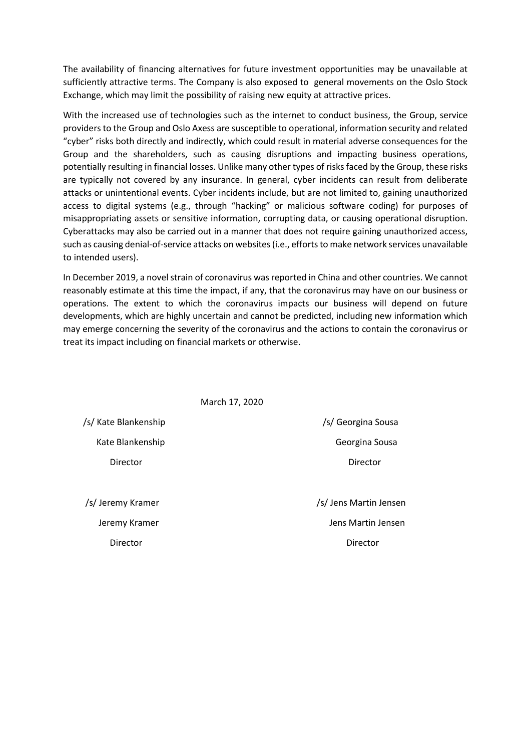The availability of financing alternatives for future investment opportunities may be unavailable at sufficiently attractive terms. The Company is also exposed to general movements on the Oslo Stock Exchange, which may limit the possibility of raising new equity at attractive prices.

With the increased use of technologies such as the internet to conduct business, the Group, service providers to the Group and Oslo Axess are susceptible to operational, information security and related "cyber" risks both directly and indirectly, which could result in material adverse consequences for the Group and the shareholders, such as causing disruptions and impacting business operations, potentially resulting in financial losses. Unlike many other types of risks faced by the Group, these risks are typically not covered by any insurance. In general, cyber incidents can result from deliberate attacks or unintentional events. Cyber incidents include, but are not limited to, gaining unauthorized access to digital systems (e.g., through "hacking" or malicious software coding) for purposes of misappropriating assets or sensitive information, corrupting data, or causing operational disruption. Cyberattacks may also be carried out in a manner that does not require gaining unauthorized access, such as causing denial-of-service attacks on websites (i.e., efforts to make network services unavailable to intended users).

In December 2019, a novel strain of coronavirus was reported in China and other countries. We cannot reasonably estimate at this time the impact, if any, that the coronavirus may have on our business or operations. The extent to which the coronavirus impacts our business will depend on future developments, which are highly uncertain and cannot be predicted, including new information which may emerge concerning the severity of the coronavirus and the actions to contain the coronavirus or treat its impact including on financial markets or otherwise.

March 17, 2020

/s/ Kate Blankenship
Kate Blankenship
Director

/s/ Georgina Sousa
Georgina Sousa
Director

/s/ Jeremy Kramer
Jeremy Kramer
Director

/s/ Jens Martin Jensen
Jens Martin Jensen
Director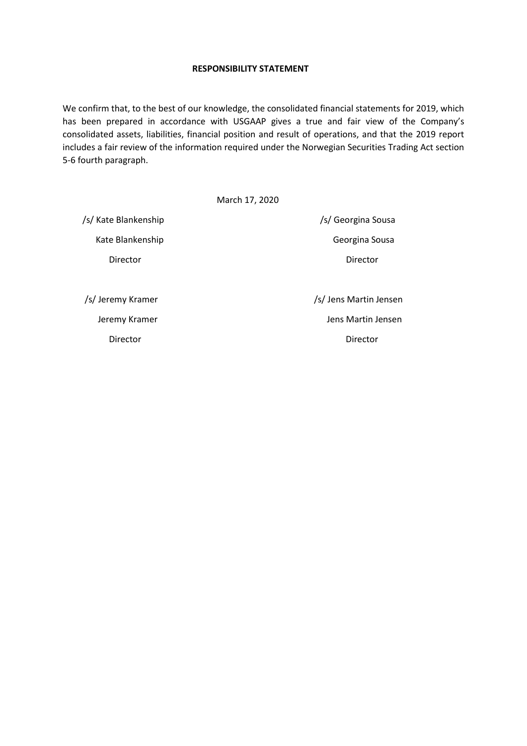**RESPONSIBILITY STATEMENT**

We confirm that, to the best of our knowledge, the consolidated financial statements for 2019, which has been prepared in accordance with USGAAP gives a true and fair view of the Company's consolidated assets, liabilities, financial position and result of operations, and that the 2019 report includes a fair review of the information required under the Norwegian Securities Trading Act section 5-6 fourth paragraph.

March 17, 2020

/s/ Kate Blankenship
Kate Blankenship
Director

/s/ Georgina Sousa
Georgina Sousa
Director

/s/ Jeremy Kramer
Jeremy Kramer
Director

/s/ Jens Martin Jensen
Jens Martin Jensen
Director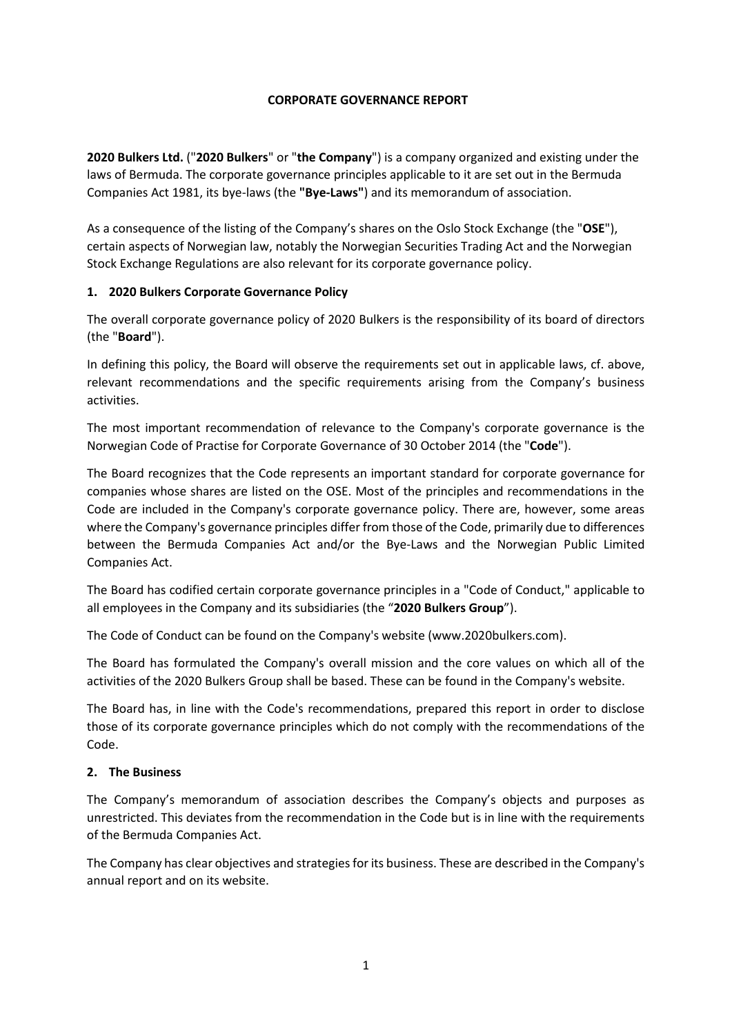# CORPORATE GOVERNANCE REPORT

**2020 Bulkers Ltd.** ("**2020 Bulkers**" or "**the Company**") is a company organized and existing under the laws of Bermuda. The corporate governance principles applicable to it are set out in the Bermuda Companies Act 1981, its bye-laws (the **"Bye-Laws"**) and its memorandum of association.

As a consequence of the listing of the Company's shares on the Oslo Stock Exchange (the "**OSE**"), certain aspects of Norwegian law, notably the Norwegian Securities Trading Act and the Norwegian Stock Exchange Regulations are also relevant for its corporate governance policy.

## 1. 2020 Bulkers Corporate Governance Policy

The overall corporate governance policy of 2020 Bulkers is the responsibility of its board of directors (the "**Board**").

In defining this policy, the Board will observe the requirements set out in applicable laws, cf. above, relevant recommendations and the specific requirements arising from the Company's business activities.

The most important recommendation of relevance to the Company's corporate governance is the Norwegian Code of Practise for Corporate Governance of 30 October 2014 (the "**Code**").

The Board recognizes that the Code represents an important standard for corporate governance for companies whose shares are listed on the OSE. Most of the principles and recommendations in the Code are included in the Company's corporate governance policy. There are, however, some areas where the Company's governance principles differ from those of the Code, primarily due to differences between the Bermuda Companies Act and/or the Bye-Laws and the Norwegian Public Limited Companies Act.

The Board has codified certain corporate governance principles in a "Code of Conduct," applicable to all employees in the Company and its subsidiaries (the "**2020 Bulkers Group**").

The Code of Conduct can be found on the Company's website (www.2020bulkers.com).

The Board has formulated the Company's overall mission and the core values on which all of the activities of the 2020 Bulkers Group shall be based. These can be found in the Company's website.

The Board has, in line with the Code's recommendations, prepared this report in order to disclose those of its corporate governance principles which do not comply with the recommendations of the Code.

## 2. The Business

The Company's memorandum of association describes the Company's objects and purposes as unrestricted. This deviates from the recommendation in the Code but is in line with the requirements of the Bermuda Companies Act.

The Company has clear objectives and strategies for its business. These are described in the Company's annual report and on its website.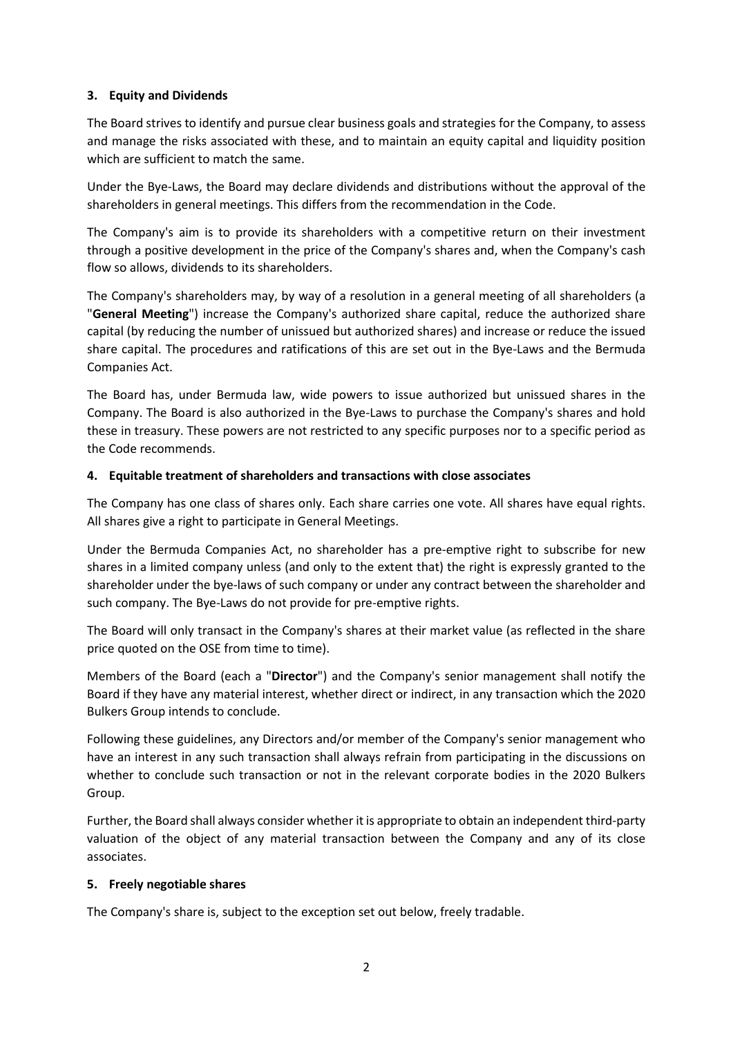### 3. Equity and Dividends

The Board strives to identify and pursue clear business goals and strategies for the Company, to assess and manage the risks associated with these, and to maintain an equity capital and liquidity position which are sufficient to match the same.

Under the Bye-Laws, the Board may declare dividends and distributions without the approval of the shareholders in general meetings. This differs from the recommendation in the Code.

The Company's aim is to provide its shareholders with a competitive return on their investment through a positive development in the price of the Company's shares and, when the Company's cash flow so allows, dividends to its shareholders.

The Company's shareholders may, by way of a resolution in a general meeting of all shareholders (a "**General Meeting**") increase the Company's authorized share capital, reduce the authorized share capital (by reducing the number of unissued but authorized shares) and increase or reduce the issued share capital. The procedures and ratifications of this are set out in the Bye-Laws and the Bermuda Companies Act.

The Board has, under Bermuda law, wide powers to issue authorized but unissued shares in the Company. The Board is also authorized in the Bye-Laws to purchase the Company's shares and hold these in treasury. These powers are not restricted to any specific purposes nor to a specific period as the Code recommends.

### 4. Equitable treatment of shareholders and transactions with close associates

The Company has one class of shares only. Each share carries one vote. All shares have equal rights. All shares give a right to participate in General Meetings.

Under the Bermuda Companies Act, no shareholder has a pre-emptive right to subscribe for new shares in a limited company unless (and only to the extent that) the right is expressly granted to the shareholder under the bye-laws of such company or under any contract between the shareholder and such company. The Bye-Laws do not provide for pre-emptive rights.

The Board will only transact in the Company's shares at their market value (as reflected in the share price quoted on the OSE from time to time).

Members of the Board (each a "**Director**") and the Company's senior management shall notify the Board if they have any material interest, whether direct or indirect, in any transaction which the 2020 Bulkers Group intends to conclude.

Following these guidelines, any Directors and/or member of the Company's senior management who have an interest in any such transaction shall always refrain from participating in the discussions on whether to conclude such transaction or not in the relevant corporate bodies in the 2020 Bulkers Group.

Further, the Board shall always consider whether it is appropriate to obtain an independent third-party valuation of the object of any material transaction between the Company and any of its close associates.

### 5. Freely negotiable shares

The Company's share is, subject to the exception set out below, freely tradable.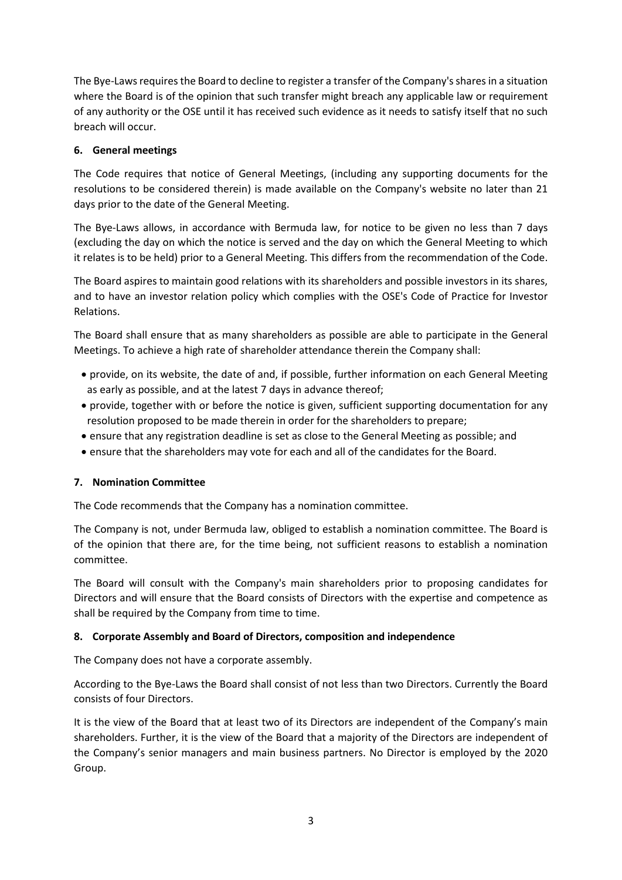The Bye-Laws requires the Board to decline to register a transfer of the Company's shares in a situation where the Board is of the opinion that such transfer might breach any applicable law or requirement of any authority or the OSE until it has received such evidence as it needs to satisfy itself that no such breach will occur.

## 6. General meetings

The Code requires that notice of General Meetings, (including any supporting documents for the resolutions to be considered therein) is made available on the Company's website no later than 21 days prior to the date of the General Meeting.

The Bye-Laws allows, in accordance with Bermuda law, for notice to be given no less than 7 days (excluding the day on which the notice is served and the day on which the General Meeting to which it relates is to be held) prior to a General Meeting. This differs from the recommendation of the Code.

The Board aspires to maintain good relations with its shareholders and possible investors in its shares, and to have an investor relation policy which complies with the OSE's Code of Practice for Investor Relations.

The Board shall ensure that as many shareholders as possible are able to participate in the General Meetings. To achieve a high rate of shareholder attendance therein the Company shall:

- provide, on its website, the date of and, if possible, further information on each General Meeting as early as possible, and at the latest 7 days in advance thereof;
- provide, together with or before the notice is given, sufficient supporting documentation for any resolution proposed to be made therein in order for the shareholders to prepare;
- ensure that any registration deadline is set as close to the General Meeting as possible; and
- ensure that the shareholders may vote for each and all of the candidates for the Board.

## 7. Nomination Committee

The Code recommends that the Company has a nomination committee.

The Company is not, under Bermuda law, obliged to establish a nomination committee. The Board is of the opinion that there are, for the time being, not sufficient reasons to establish a nomination committee.

The Board will consult with the Company's main shareholders prior to proposing candidates for Directors and will ensure that the Board consists of Directors with the expertise and competence as shall be required by the Company from time to time.

## 8. Corporate Assembly and Board of Directors, composition and independence

The Company does not have a corporate assembly.

According to the Bye-Laws the Board shall consist of not less than two Directors. Currently the Board consists of four Directors.

It is the view of the Board that at least two of its Directors are independent of the Company's main shareholders. Further, it is the view of the Board that a majority of the Directors are independent of the Company's senior managers and main business partners. No Director is employed by the 2020 Group.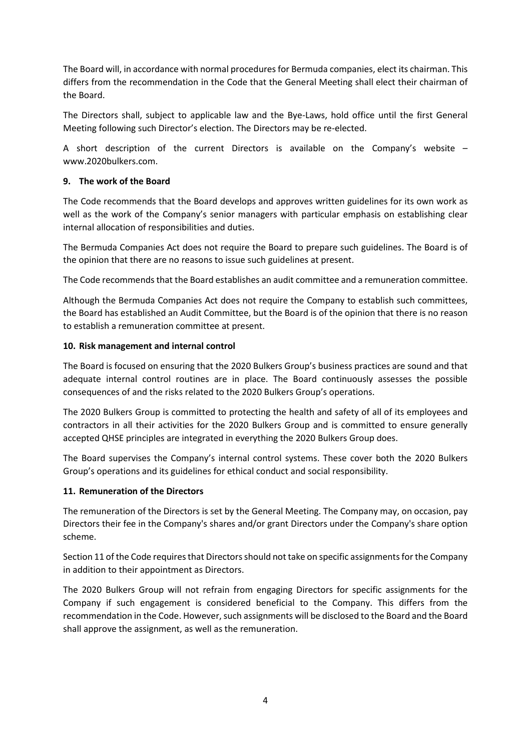The Board will, in accordance with normal procedures for Bermuda companies, elect its chairman. This differs from the recommendation in the Code that the General Meeting shall elect their chairman of the Board.

The Directors shall, subject to applicable law and the Bye-Laws, hold office until the first General Meeting following such Director's election. The Directors may be re-elected.

A short description of the current Directors is available on the Company's website – www.2020bulkers.com.

## 9. The work of the Board

The Code recommends that the Board develops and approves written guidelines for its own work as well as the work of the Company's senior managers with particular emphasis on establishing clear internal allocation of responsibilities and duties.

The Bermuda Companies Act does not require the Board to prepare such guidelines. The Board is of the opinion that there are no reasons to issue such guidelines at present.

The Code recommends that the Board establishes an audit committee and a remuneration committee.

Although the Bermuda Companies Act does not require the Company to establish such committees, the Board has established an Audit Committee, but the Board is of the opinion that there is no reason to establish a remuneration committee at present.

## 10. Risk management and internal control

The Board is focused on ensuring that the 2020 Bulkers Group's business practices are sound and that adequate internal control routines are in place. The Board continuously assesses the possible consequences of and the risks related to the 2020 Bulkers Group's operations.

The 2020 Bulkers Group is committed to protecting the health and safety of all of its employees and contractors in all their activities for the 2020 Bulkers Group and is committed to ensure generally accepted QHSE principles are integrated in everything the 2020 Bulkers Group does.

The Board supervises the Company's internal control systems. These cover both the 2020 Bulkers Group's operations and its guidelines for ethical conduct and social responsibility.

## 11. Remuneration of the Directors

The remuneration of the Directors is set by the General Meeting. The Company may, on occasion, pay Directors their fee in the Company's shares and/or grant Directors under the Company's share option scheme.

Section 11 of the Code requires that Directors should not take on specific assignments for the Company in addition to their appointment as Directors.

The 2020 Bulkers Group will not refrain from engaging Directors for specific assignments for the Company if such engagement is considered beneficial to the Company. This differs from the recommendation in the Code. However, such assignments will be disclosed to the Board and the Board shall approve the assignment, as well as the remuneration.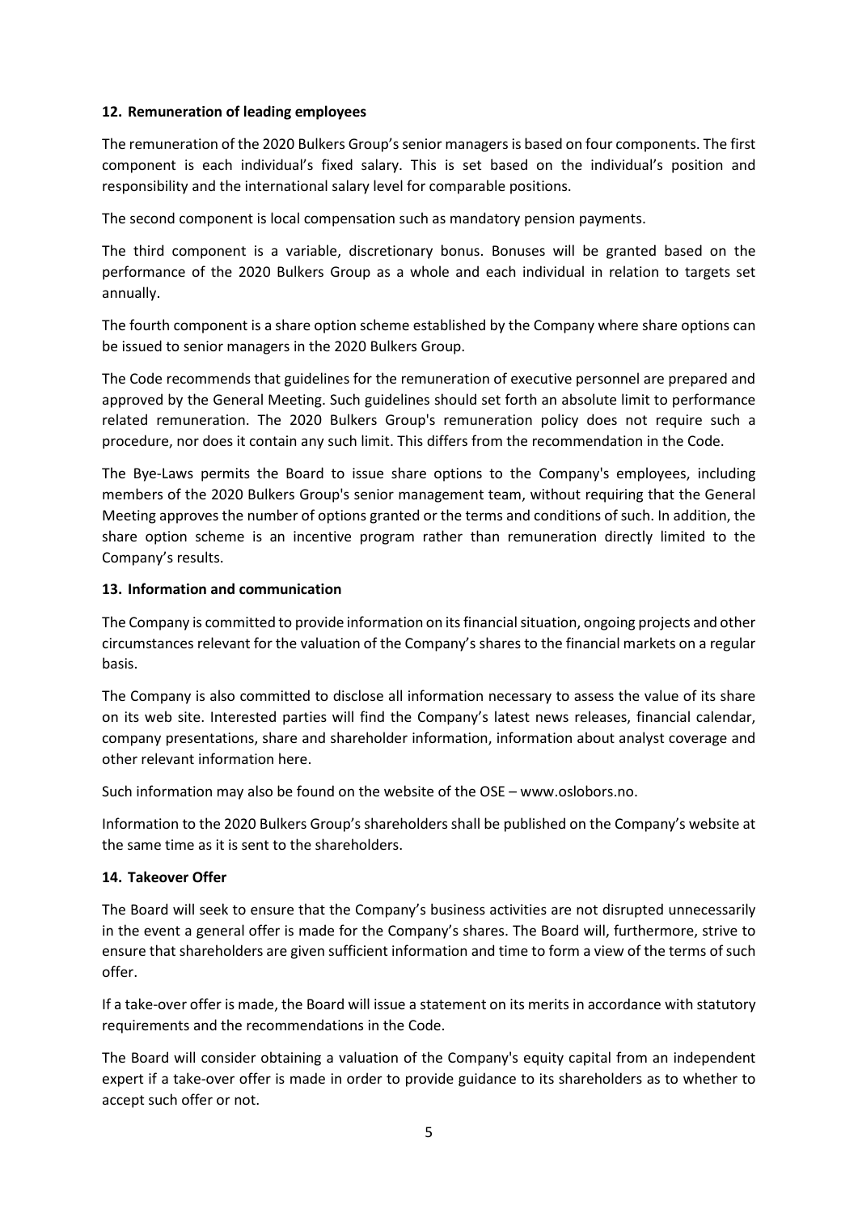## 12. Remuneration of leading employees

The remuneration of the 2020 Bulkers Group's senior managers is based on four components. The first component is each individual's fixed salary. This is set based on the individual's position and responsibility and the international salary level for comparable positions.

The second component is local compensation such as mandatory pension payments.

The third component is a variable, discretionary bonus. Bonuses will be granted based on the performance of the 2020 Bulkers Group as a whole and each individual in relation to targets set annually.

The fourth component is a share option scheme established by the Company where share options can be issued to senior managers in the 2020 Bulkers Group.

The Code recommends that guidelines for the remuneration of executive personnel are prepared and approved by the General Meeting. Such guidelines should set forth an absolute limit to performance related remuneration. The 2020 Bulkers Group's remuneration policy does not require such a procedure, nor does it contain any such limit. This differs from the recommendation in the Code.

The Bye-Laws permits the Board to issue share options to the Company's employees, including members of the 2020 Bulkers Group's senior management team, without requiring that the General Meeting approves the number of options granted or the terms and conditions of such. In addition, the share option scheme is an incentive program rather than remuneration directly limited to the Company's results.

## 13. Information and communication

The Company is committed to provide information on its financial situation, ongoing projects and other circumstances relevant for the valuation of the Company's shares to the financial markets on a regular basis.

The Company is also committed to disclose all information necessary to assess the value of its share on its web site. Interested parties will find the Company's latest news releases, financial calendar, company presentations, share and shareholder information, information about analyst coverage and other relevant information here.

Such information may also be found on the website of the OSE – www.oslobors.no.

Information to the 2020 Bulkers Group's shareholders shall be published on the Company's website at the same time as it is sent to the shareholders.

## 14. Takeover Offer

The Board will seek to ensure that the Company's business activities are not disrupted unnecessarily in the event a general offer is made for the Company's shares. The Board will, furthermore, strive to ensure that shareholders are given sufficient information and time to form a view of the terms of such offer.

If a take-over offer is made, the Board will issue a statement on its merits in accordance with statutory requirements and the recommendations in the Code.

The Board will consider obtaining a valuation of the Company's equity capital from an independent expert if a take-over offer is made in order to provide guidance to its shareholders as to whether to accept such offer or not.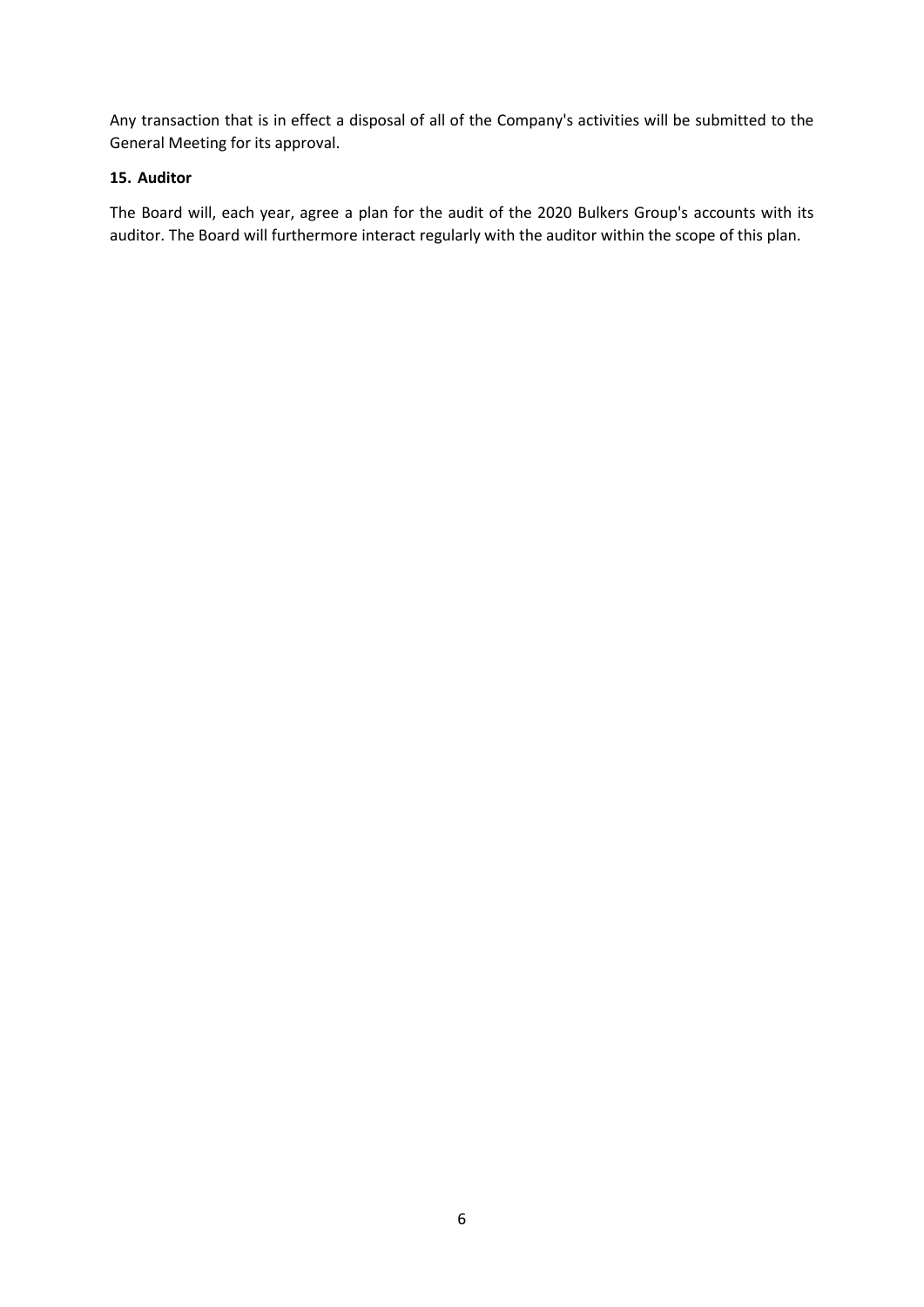Any transaction that is in effect a disposal of all of the Company's activities will be submitted to the General Meeting for its approval.

### 15. Auditor

The Board will, each year, agree a plan for the audit of the 2020 Bulkers Group's accounts with its auditor. The Board will furthermore interact regularly with the auditor within the scope of this plan.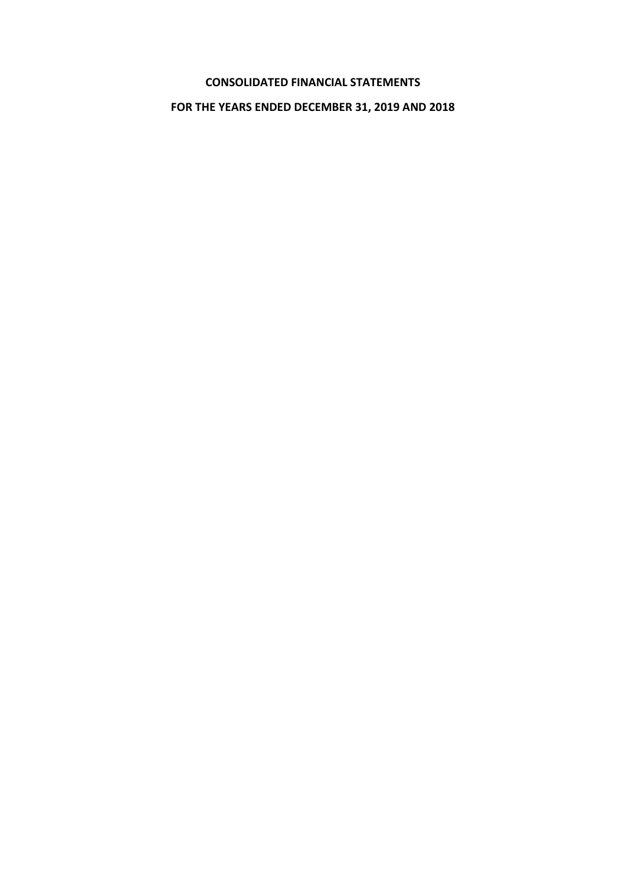# CONSOLIDATED FINANCIAL STATEMENTS

# FOR THE YEARS ENDED DECEMBER 31, 2019 AND 2018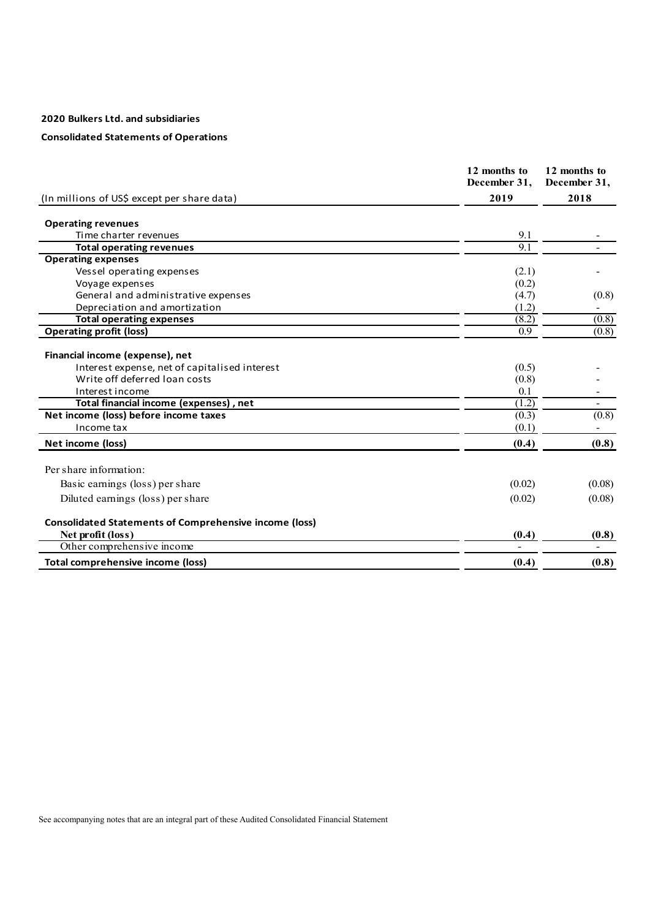**2020 Bulkers Ltd. and subsidiaries**

**Consolidated Statements of Operations**

| (In millions of US$ except per share data) | 12 months to December 31, 2019 | 12 months to December 31, 2018 |
|---|---|---|
| **Operating revenues** | | |
| Time charter revenues | 9.1 | - |
| **Total operating revenues** | 9.1 | - |
| **Operating expenses** | | |
| Vessel operating expenses | (2.1) | - |
| Voyage expenses | (0.2) | |
| General and administrative expenses | (4.7) | (0.8) |
| Depreciation and amortization | (1.2) | - |
| **Total operating expenses** | (8.2) | (0.8) |
| **Operating profit (loss)** | 0.9 | (0.8) |
| **Financial income (expense), net** | | |
| Interest expense, net of capitalised interest | (0.5) | - |
| Write off deferred loan costs | (0.8) | - |
| Interest income | 0.1 | - |
| **Total financial income (expenses) , net** | (1.2) | - |
| **Net income (loss) before income taxes** | (0.3) | (0.8) |
| Income tax | (0.1) | - |
| **Net income (loss)** | **(0.4)** | **(0.8)** |
| Per share information: | | |
| Basic earnings (loss) per share | (0.02) | (0.08) |
| Diluted earnings (loss) per share | (0.02) | (0.08) |
| **Consolidated Statements of Comprehensive income (loss)** | | |
| **Net profit (loss)** | **(0.4)** | **(0.8)** |
| Other comprehensive income | - | - |
| **Total comprehensive income (loss)** | **(0.4)** | **(0.8)** |

See accompanying notes that are an integral part of these Audited Consolidated Financial Statement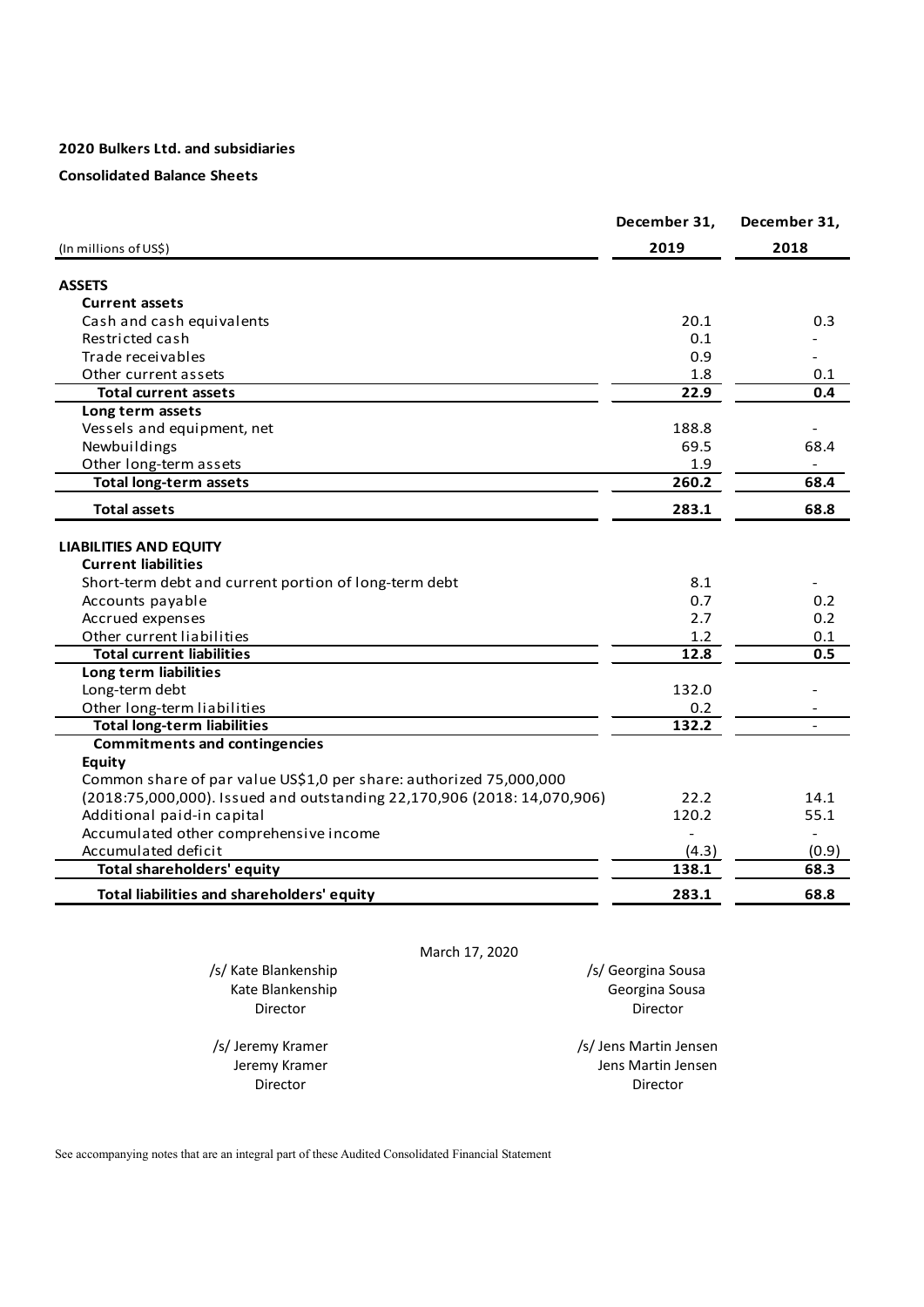**2020 Bulkers Ltd. and subsidiaries**

**Consolidated Balance Sheets**

| (In millions of US$) | December 31, 2019 | December 31, 2018 |
|---|---|---|
| **ASSETS** | | |
| **Current assets** | | |
| Cash and cash equivalents | 20.1 | 0.3 |
| Restricted cash | 0.1 | - |
| Trade receivables | 0.9 | - |
| Other current assets | 1.8 | 0.1 |
| **Total current assets** | **22.9** | **0.4** |
| **Long term assets** | | |
| Vessels and equipment, net | 188.8 | - |
| Newbuildings | 69.5 | 68.4 |
| Other long-term assets | 1.9 | - |
| **Total long-term assets** | **260.2** | **68.4** |
| **Total assets** | **283.1** | **68.8** |
| **LIABILITIES AND EQUITY** | | |
| **Current liabilities** | | |
| Short-term debt and current portion of long-term debt | 8.1 | - |
| Accounts payable | 0.7 | 0.2 |
| Accrued expenses | 2.7 | 0.2 |
| Other current liabilities | 1.2 | 0.1 |
| **Total current liabilities** | **12.8** | **0.5** |
| **Long term liabilities** | | |
| Long-term debt | 132.0 | - |
| Other long-term liabilities | 0.2 | - |
| **Total long-term liabilities** | **132.2** | - |
| **Commitments and contingencies** | | |
| **Equity** | | |
| Common share of par value US$1,0 per share: authorized 75,000,000 (2018:75,000,000). Issued and outstanding 22,170,906 (2018: 14,070,906) | 22.2 | 14.1 |
| Additional paid-in capital | 120.2 | 55.1 |
| Accumulated other comprehensive income | - | - |
| Accumulated deficit | (4.3) | (0.9) |
| **Total shareholders' equity** | **138.1** | **68.3** |
| **Total liabilities and shareholders' equity** | **283.1** | **68.8** |

March 17, 2020

/s/ Kate Blankenship
Kate Blankenship
Director

/s/ Georgina Sousa
Georgina Sousa
Director

/s/ Jeremy Kramer
Jeremy Kramer
Director

/s/ Jens Martin Jensen
Jens Martin Jensen
Director

See accompanying notes that are an integral part of these Audited Consolidated Financial Statement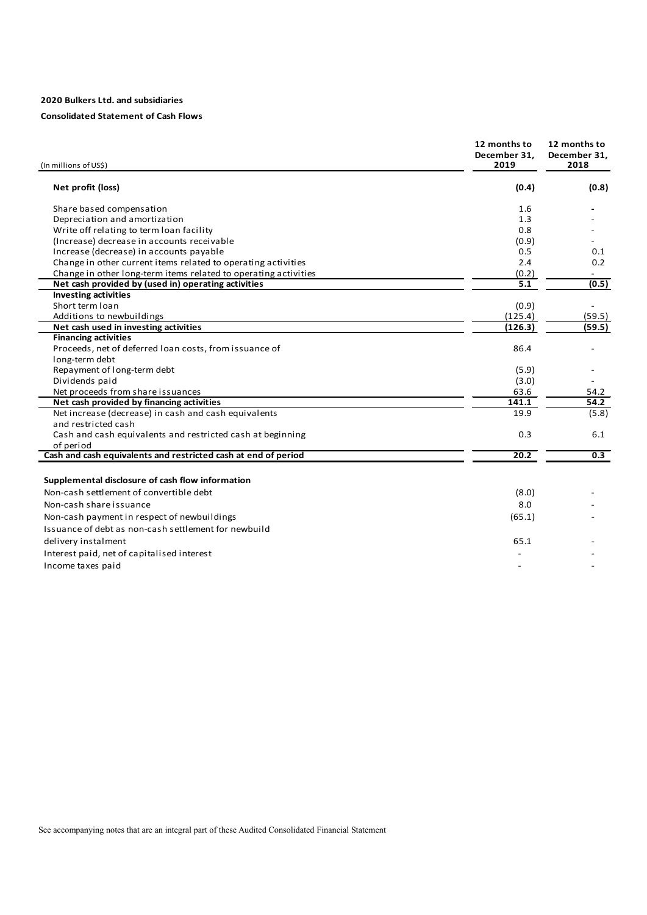**2020 Bulkers Ltd. and subsidiaries**

**Consolidated Statement of Cash Flows**

| (In millions of US$) | 12 months to December 31, 2019 | 12 months to December 31, 2018 |
|---|---|---|
| **Net profit (loss)** | **(0.4)** | **(0.8)** |
| Share based compensation | 1.6 | - |
| Depreciation and amortization | 1.3 | - |
| Write off relating to term loan facility | 0.8 | - |
| (Increase) decrease in accounts receivable | (0.9) | - |
| Increase (decrease) in accounts payable | 0.5 | 0.1 |
| Change in other current items related to operating activities | 2.4 | 0.2 |
| Change in other long-term items related to operating activities | (0.2) | - |
| **Net cash provided by (used in) operating activities** | **5.1** | **(0.5)** |
| **Investing activities** | | |
| Short term loan | (0.9) | - |
| Additions to newbuildings | (125.4) | (59.5) |
| **Net cash used in investing activities** | **(126.3)** | **(59.5)** |
| **Financing activities** | | |
| Proceeds, net of deferred loan costs, from issuance of long-term debt | 86.4 | - |
| Repayment of long-term debt | (5.9) | - |
| Dividends paid | (3.0) | - |
| Net proceeds from share issuances | 63.6 | 54.2 |
| **Net cash provided by financing activities** | **141.1** | **54.2** |
| Net increase (decrease) in cash and cash equivalents and restricted cash | 19.9 | (5.8) |
| Cash and cash equivalents and restricted cash at beginning of period | 0.3 | 6.1 |
| **Cash and cash equivalents and restricted cash at end of period** | **20.2** | **0.3** |

**Supplemental disclosure of cash flow information**

| | | |
|---|---|---|
| Non-cash settlement of convertible debt | (8.0) | - |
| Non-cash share issuance | 8.0 | - |
| Non-cash payment in respect of newbuildings | (65.1) | - |
| Issuance of debt as non-cash settlement for newbuild delivery instalment | 65.1 | - |
| Interest paid, net of capitalised interest | - | - |
| Income taxes paid | - | - |

See accompanying notes that are an integral part of these Audited Consolidated Financial Statement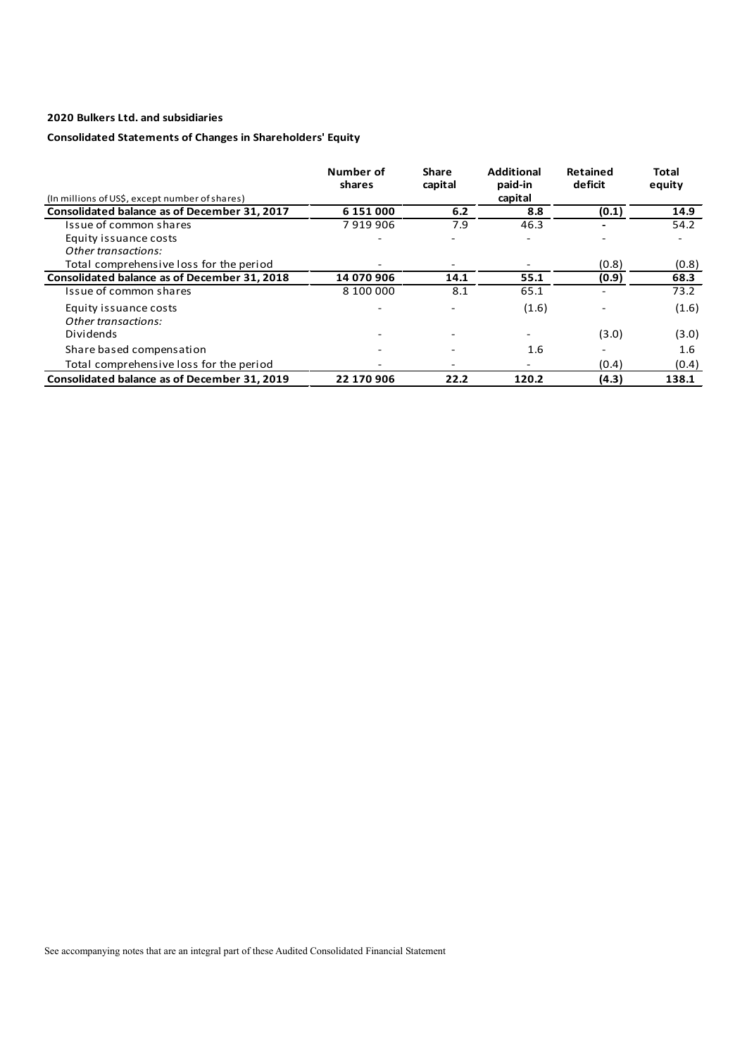**2020 Bulkers Ltd. and subsidiaries**

**Consolidated Statements of Changes in Shareholders' Equity**

| (In millions of US$, except number of shares) | Number of shares | Share capital | Additional paid-in capital | Retained deficit | Total equity |
|---|---|---|---|---|---|
| **Consolidated balance as of December 31, 2017** | **6 151 000** | **6.2** | **8.8** | **(0.1)** | **14.9** |
| Issue of common shares | 7 919 906 | 7.9 | 46.3 | - | 54.2 |
| Equity issuance costs | - | - | - | - | - |
| *Other transactions:* | | | | | |
| Total comprehensive loss for the period | - | - | - | (0.8) | (0.8) |
| **Consolidated balance as of December 31, 2018** | **14 070 906** | **14.1** | **55.1** | **(0.9)** | **68.3** |
| Issue of common shares | 8 100 000 | 8.1 | 65.1 | - | 73.2 |
| Equity issuance costs | - | - | (1.6) | - | (1.6) |
| *Other transactions:* | | | | | |
| Dividends | - | - | - | (3.0) | (3.0) |
| Share based compensation | - | - | 1.6 | - | 1.6 |
| Total comprehensive loss for the period | - | - | - | (0.4) | (0.4) |
| **Consolidated balance as of December 31, 2019** | **22 170 906** | **22.2** | **120.2** | **(4.3)** | **138.1** |

See accompanying notes that are an integral part of these Audited Consolidated Financial Statement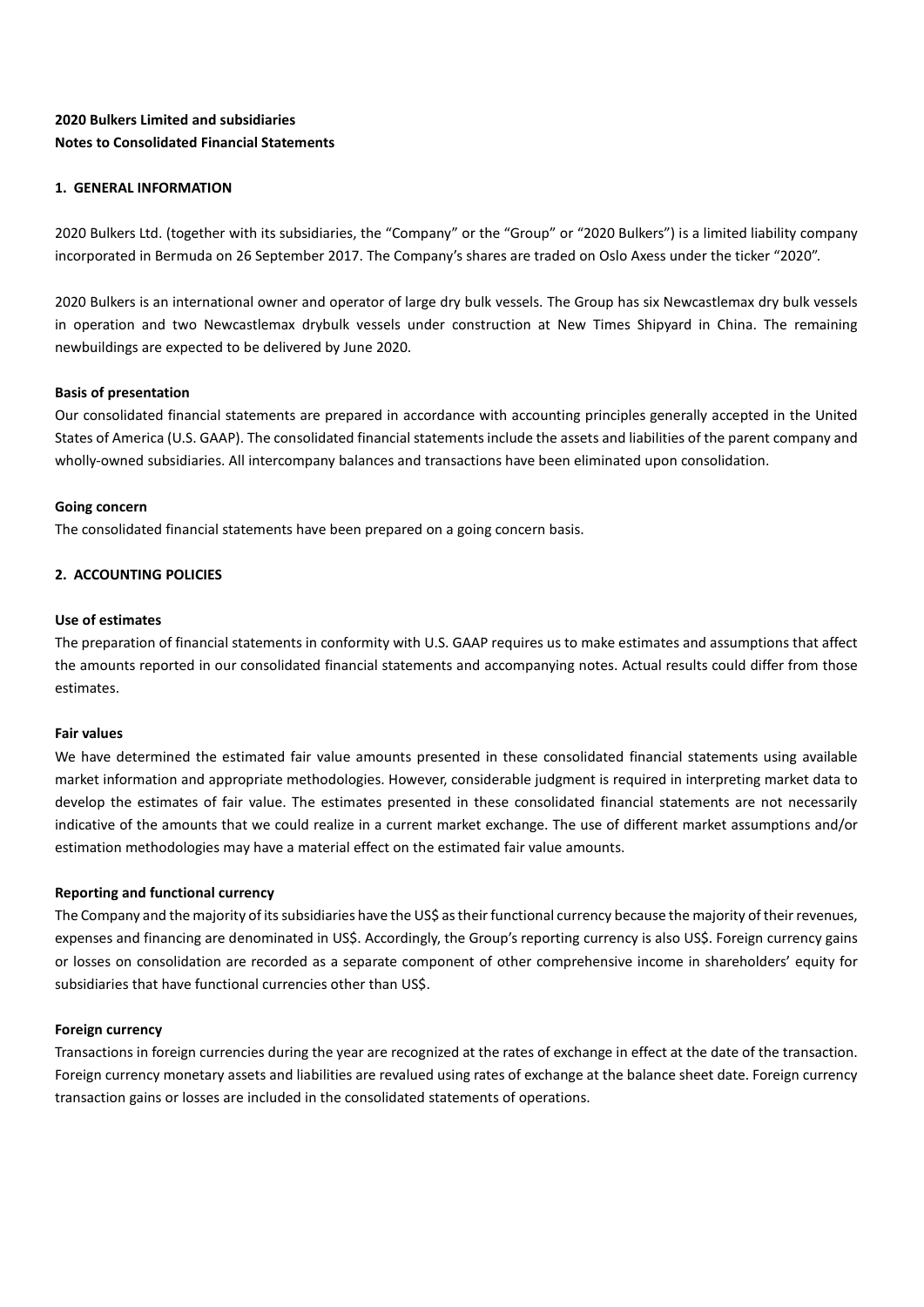**2020 Bulkers Limited and subsidiaries**
**Notes to Consolidated Financial Statements**

## 1. GENERAL INFORMATION

2020 Bulkers Ltd. (together with its subsidiaries, the "Company" or the "Group" or "2020 Bulkers") is a limited liability company incorporated in Bermuda on 26 September 2017. The Company's shares are traded on Oslo Axess under the ticker "2020".

2020 Bulkers is an international owner and operator of large dry bulk vessels. The Group has six Newcastlemax dry bulk vessels in operation and two Newcastlemax drybulk vessels under construction at New Times Shipyard in China. The remaining newbuildings are expected to be delivered by June 2020.

### Basis of presentation

Our consolidated financial statements are prepared in accordance with accounting principles generally accepted in the United States of America (U.S. GAAP). The consolidated financial statements include the assets and liabilities of the parent company and wholly-owned subsidiaries. All intercompany balances and transactions have been eliminated upon consolidation.

### Going concern

The consolidated financial statements have been prepared on a going concern basis.

## 2. ACCOUNTING POLICIES

### Use of estimates

The preparation of financial statements in conformity with U.S. GAAP requires us to make estimates and assumptions that affect the amounts reported in our consolidated financial statements and accompanying notes. Actual results could differ from those estimates.

### Fair values

We have determined the estimated fair value amounts presented in these consolidated financial statements using available market information and appropriate methodologies. However, considerable judgment is required in interpreting market data to develop the estimates of fair value. The estimates presented in these consolidated financial statements are not necessarily indicative of the amounts that we could realize in a current market exchange. The use of different market assumptions and/or estimation methodologies may have a material effect on the estimated fair value amounts.

### Reporting and functional currency

The Company and the majority of its subsidiaries have the US$ as their functional currency because the majority of their revenues, expenses and financing are denominated in US$. Accordingly, the Group's reporting currency is also US$. Foreign currency gains or losses on consolidation are recorded as a separate component of other comprehensive income in shareholders' equity for subsidiaries that have functional currencies other than US$.

### Foreign currency

Transactions in foreign currencies during the year are recognized at the rates of exchange in effect at the date of the transaction. Foreign currency monetary assets and liabilities are revalued using rates of exchange at the balance sheet date. Foreign currency transaction gains or losses are included in the consolidated statements of operations.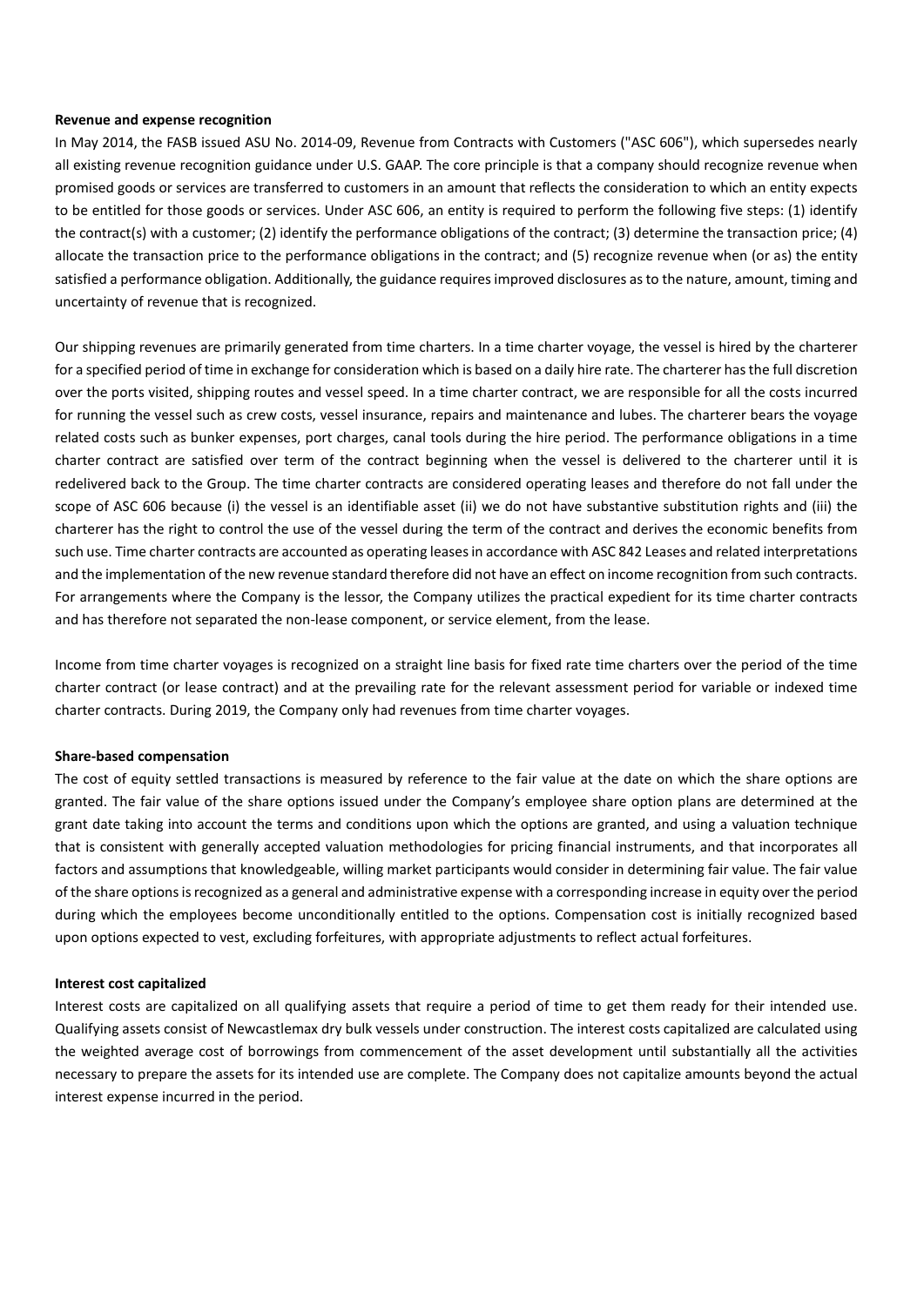**Revenue and expense recognition**

In May 2014, the FASB issued ASU No. 2014-09, Revenue from Contracts with Customers ("ASC 606"), which supersedes nearly all existing revenue recognition guidance under U.S. GAAP. The core principle is that a company should recognize revenue when promised goods or services are transferred to customers in an amount that reflects the consideration to which an entity expects to be entitled for those goods or services. Under ASC 606, an entity is required to perform the following five steps: (1) identify the contract(s) with a customer; (2) identify the performance obligations of the contract; (3) determine the transaction price; (4) allocate the transaction price to the performance obligations in the contract; and (5) recognize revenue when (or as) the entity satisfied a performance obligation. Additionally, the guidance requires improved disclosures as to the nature, amount, timing and uncertainty of revenue that is recognized.

Our shipping revenues are primarily generated from time charters. In a time charter voyage, the vessel is hired by the charterer for a specified period of time in exchange for consideration which is based on a daily hire rate. The charterer has the full discretion over the ports visited, shipping routes and vessel speed. In a time charter contract, we are responsible for all the costs incurred for running the vessel such as crew costs, vessel insurance, repairs and maintenance and lubes. The charterer bears the voyage related costs such as bunker expenses, port charges, canal tools during the hire period. The performance obligations in a time charter contract are satisfied over term of the contract beginning when the vessel is delivered to the charterer until it is redelivered back to the Group. The time charter contracts are considered operating leases and therefore do not fall under the scope of ASC 606 because (i) the vessel is an identifiable asset (ii) we do not have substantive substitution rights and (iii) the charterer has the right to control the use of the vessel during the term of the contract and derives the economic benefits from such use. Time charter contracts are accounted as operating leases in accordance with ASC 842 Leases and related interpretations and the implementation of the new revenue standard therefore did not have an effect on income recognition from such contracts. For arrangements where the Company is the lessor, the Company utilizes the practical expedient for its time charter contracts and has therefore not separated the non-lease component, or service element, from the lease.

Income from time charter voyages is recognized on a straight line basis for fixed rate time charters over the period of the time charter contract (or lease contract) and at the prevailing rate for the relevant assessment period for variable or indexed time charter contracts. During 2019, the Company only had revenues from time charter voyages.

**Share-based compensation**

The cost of equity settled transactions is measured by reference to the fair value at the date on which the share options are granted. The fair value of the share options issued under the Company's employee share option plans are determined at the grant date taking into account the terms and conditions upon which the options are granted, and using a valuation technique that is consistent with generally accepted valuation methodologies for pricing financial instruments, and that incorporates all factors and assumptions that knowledgeable, willing market participants would consider in determining fair value. The fair value of the share options is recognized as a general and administrative expense with a corresponding increase in equity over the period during which the employees become unconditionally entitled to the options. Compensation cost is initially recognized based upon options expected to vest, excluding forfeitures, with appropriate adjustments to reflect actual forfeitures.

**Interest cost capitalized**

Interest costs are capitalized on all qualifying assets that require a period of time to get them ready for their intended use. Qualifying assets consist of Newcastlemax dry bulk vessels under construction. The interest costs capitalized are calculated using the weighted average cost of borrowings from commencement of the asset development until substantially all the activities necessary to prepare the assets for its intended use are complete. The Company does not capitalize amounts beyond the actual interest expense incurred in the period.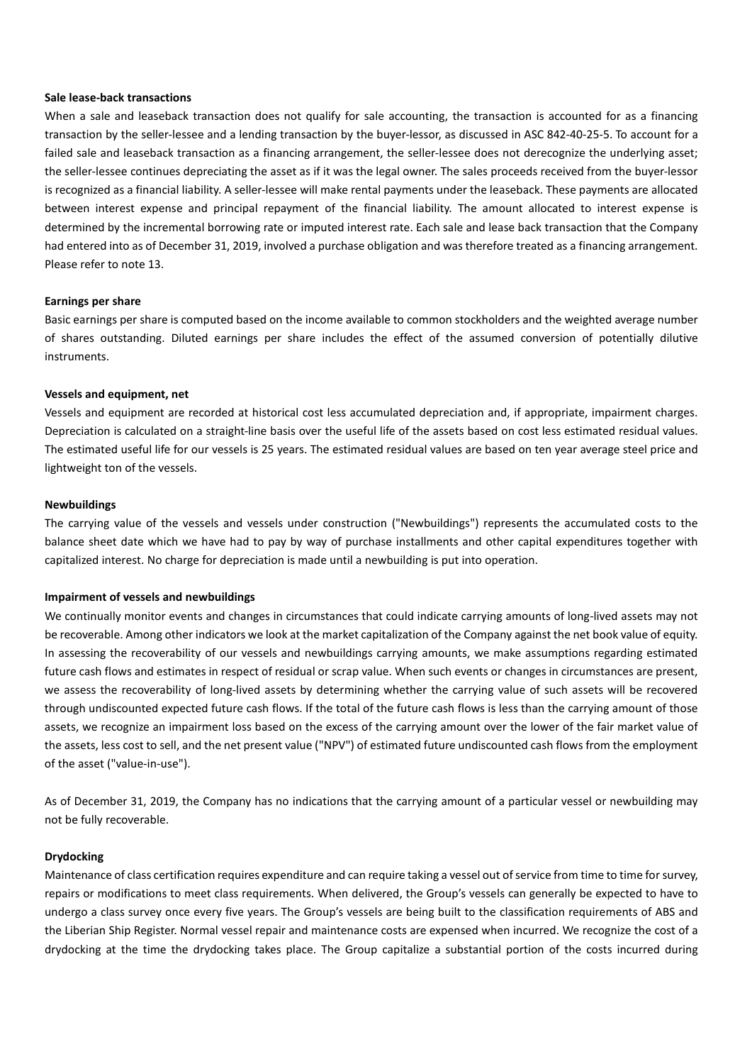**Sale lease-back transactions**

When a sale and leaseback transaction does not qualify for sale accounting, the transaction is accounted for as a financing transaction by the seller-lessee and a lending transaction by the buyer-lessor, as discussed in ASC 842-40-25-5. To account for a failed sale and leaseback transaction as a financing arrangement, the seller-lessee does not derecognize the underlying asset; the seller-lessee continues depreciating the asset as if it was the legal owner. The sales proceeds received from the buyer-lessor is recognized as a financial liability. A seller-lessee will make rental payments under the leaseback. These payments are allocated between interest expense and principal repayment of the financial liability. The amount allocated to interest expense is determined by the incremental borrowing rate or imputed interest rate. Each sale and lease back transaction that the Company had entered into as of December 31, 2019, involved a purchase obligation and was therefore treated as a financing arrangement. Please refer to note 13.

**Earnings per share**

Basic earnings per share is computed based on the income available to common stockholders and the weighted average number of shares outstanding. Diluted earnings per share includes the effect of the assumed conversion of potentially dilutive instruments.

**Vessels and equipment, net**

Vessels and equipment are recorded at historical cost less accumulated depreciation and, if appropriate, impairment charges. Depreciation is calculated on a straight-line basis over the useful life of the assets based on cost less estimated residual values. The estimated useful life for our vessels is 25 years. The estimated residual values are based on ten year average steel price and lightweight ton of the vessels.

**Newbuildings**

The carrying value of the vessels and vessels under construction ("Newbuildings") represents the accumulated costs to the balance sheet date which we have had to pay by way of purchase installments and other capital expenditures together with capitalized interest. No charge for depreciation is made until a newbuilding is put into operation.

**Impairment of vessels and newbuildings**

We continually monitor events and changes in circumstances that could indicate carrying amounts of long-lived assets may not be recoverable. Among other indicators we look at the market capitalization of the Company against the net book value of equity. In assessing the recoverability of our vessels and newbuildings carrying amounts, we make assumptions regarding estimated future cash flows and estimates in respect of residual or scrap value. When such events or changes in circumstances are present, we assess the recoverability of long-lived assets by determining whether the carrying value of such assets will be recovered through undiscounted expected future cash flows. If the total of the future cash flows is less than the carrying amount of those assets, we recognize an impairment loss based on the excess of the carrying amount over the lower of the fair market value of the assets, less cost to sell, and the net present value ("NPV") of estimated future undiscounted cash flows from the employment of the asset ("value-in-use").

As of December 31, 2019, the Company has no indications that the carrying amount of a particular vessel or newbuilding may not be fully recoverable.

**Drydocking**

Maintenance of class certification requires expenditure and can require taking a vessel out of service from time to time for survey, repairs or modifications to meet class requirements. When delivered, the Group's vessels can generally be expected to have to undergo a class survey once every five years. The Group's vessels are being built to the classification requirements of ABS and the Liberian Ship Register. Normal vessel repair and maintenance costs are expensed when incurred. We recognize the cost of a drydocking at the time the drydocking takes place. The Group capitalize a substantial portion of the costs incurred during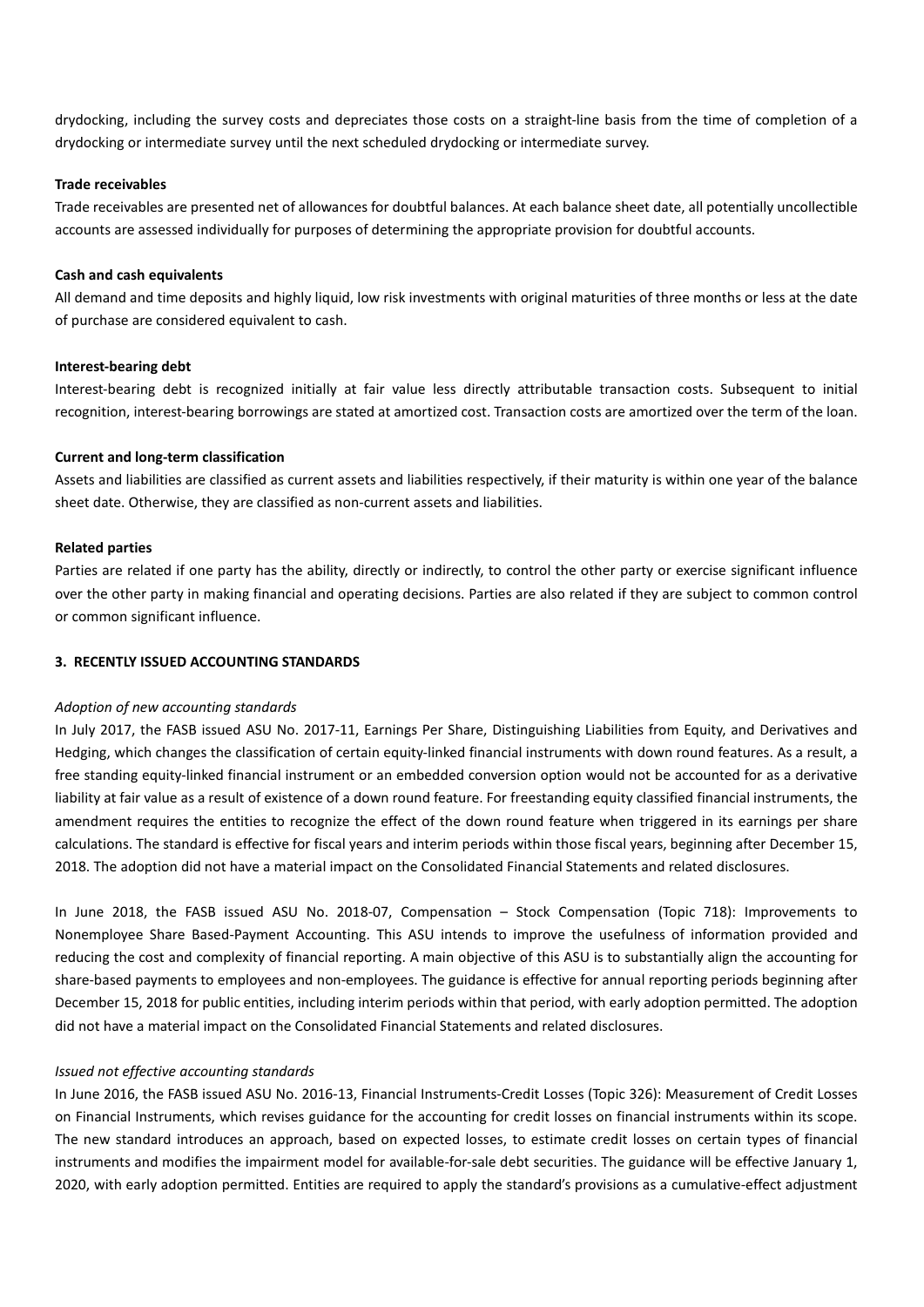drydocking, including the survey costs and depreciates those costs on a straight-line basis from the time of completion of a drydocking or intermediate survey until the next scheduled drydocking or intermediate survey.

**Trade receivables**

Trade receivables are presented net of allowances for doubtful balances. At each balance sheet date, all potentially uncollectible accounts are assessed individually for purposes of determining the appropriate provision for doubtful accounts.

**Cash and cash equivalents**

All demand and time deposits and highly liquid, low risk investments with original maturities of three months or less at the date of purchase are considered equivalent to cash.

**Interest-bearing debt**

Interest-bearing debt is recognized initially at fair value less directly attributable transaction costs. Subsequent to initial recognition, interest-bearing borrowings are stated at amortized cost. Transaction costs are amortized over the term of the loan.

**Current and long-term classification**

Assets and liabilities are classified as current assets and liabilities respectively, if their maturity is within one year of the balance sheet date. Otherwise, they are classified as non-current assets and liabilities.

**Related parties**

Parties are related if one party has the ability, directly or indirectly, to control the other party or exercise significant influence over the other party in making financial and operating decisions. Parties are also related if they are subject to common control or common significant influence.

## 3. RECENTLY ISSUED ACCOUNTING STANDARDS

*Adoption of new accounting standards*

In July 2017, the FASB issued ASU No. 2017-11, Earnings Per Share, Distinguishing Liabilities from Equity, and Derivatives and Hedging, which changes the classification of certain equity-linked financial instruments with down round features. As a result, a free standing equity-linked financial instrument or an embedded conversion option would not be accounted for as a derivative liability at fair value as a result of existence of a down round feature. For freestanding equity classified financial instruments, the amendment requires the entities to recognize the effect of the down round feature when triggered in its earnings per share calculations. The standard is effective for fiscal years and interim periods within those fiscal years, beginning after December 15, 2018. The adoption did not have a material impact on the Consolidated Financial Statements and related disclosures.

In June 2018, the FASB issued ASU No. 2018-07, Compensation – Stock Compensation (Topic 718): Improvements to Nonemployee Share Based-Payment Accounting. This ASU intends to improve the usefulness of information provided and reducing the cost and complexity of financial reporting. A main objective of this ASU is to substantially align the accounting for share-based payments to employees and non-employees. The guidance is effective for annual reporting periods beginning after December 15, 2018 for public entities, including interim periods within that period, with early adoption permitted. The adoption did not have a material impact on the Consolidated Financial Statements and related disclosures.

*Issued not effective accounting standards*

In June 2016, the FASB issued ASU No. 2016-13, Financial Instruments-Credit Losses (Topic 326): Measurement of Credit Losses on Financial Instruments, which revises guidance for the accounting for credit losses on financial instruments within its scope. The new standard introduces an approach, based on expected losses, to estimate credit losses on certain types of financial instruments and modifies the impairment model for available-for-sale debt securities. The guidance will be effective January 1, 2020, with early adoption permitted. Entities are required to apply the standard's provisions as a cumulative-effect adjustment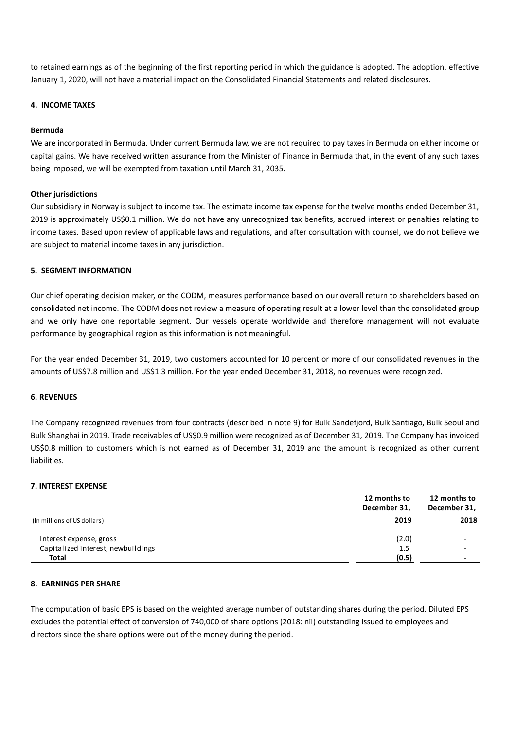to retained earnings as of the beginning of the first reporting period in which the guidance is adopted. The adoption, effective January 1, 2020, will not have a material impact on the Consolidated Financial Statements and related disclosures.

## 4. INCOME TAXES

**Bermuda**

We are incorporated in Bermuda. Under current Bermuda law, we are not required to pay taxes in Bermuda on either income or capital gains. We have received written assurance from the Minister of Finance in Bermuda that, in the event of any such taxes being imposed, we will be exempted from taxation until March 31, 2035.

**Other jurisdictions**

Our subsidiary in Norway is subject to income tax. The estimate income tax expense for the twelve months ended December 31, 2019 is approximately US$0.1 million. We do not have any unrecognized tax benefits, accrued interest or penalties relating to income taxes. Based upon review of applicable laws and regulations, and after consultation with counsel, we do not believe we are subject to material income taxes in any jurisdiction.

## 5. SEGMENT INFORMATION

Our chief operating decision maker, or the CODM, measures performance based on our overall return to shareholders based on consolidated net income. The CODM does not review a measure of operating result at a lower level than the consolidated group and we only have one reportable segment. Our vessels operate worldwide and therefore management will not evaluate performance by geographical region as this information is not meaningful.

For the year ended December 31, 2019, two customers accounted for 10 percent or more of our consolidated revenues in the amounts of US$7.8 million and US$1.3 million. For the year ended December 31, 2018, no revenues were recognized.

## 6. REVENUES

The Company recognized revenues from four contracts (described in note 9) for Bulk Sandefjord, Bulk Santiago, Bulk Seoul and Bulk Shanghai in 2019. Trade receivables of US$0.9 million were recognized as of December 31, 2019. The Company has invoiced US$0.8 million to customers which is not earned as of December 31, 2019 and the amount is recognized as other current liabilities.

## 7. INTEREST EXPENSE

| (In millions of US dollars) | 12 months to December 31, 2019 | 12 months to December 31, 2018 |
|---|---|---|
| Interest expense, gross | (2.0) | - |
| Capitalized interest, newbuildings | 1.5 | - |
| **Total** | **(0.5)** | **-** |

## 8. EARNINGS PER SHARE

The computation of basic EPS is based on the weighted average number of outstanding shares during the period. Diluted EPS excludes the potential effect of conversion of 740,000 of share options (2018: nil) outstanding issued to employees and directors since the share options were out of the money during the period.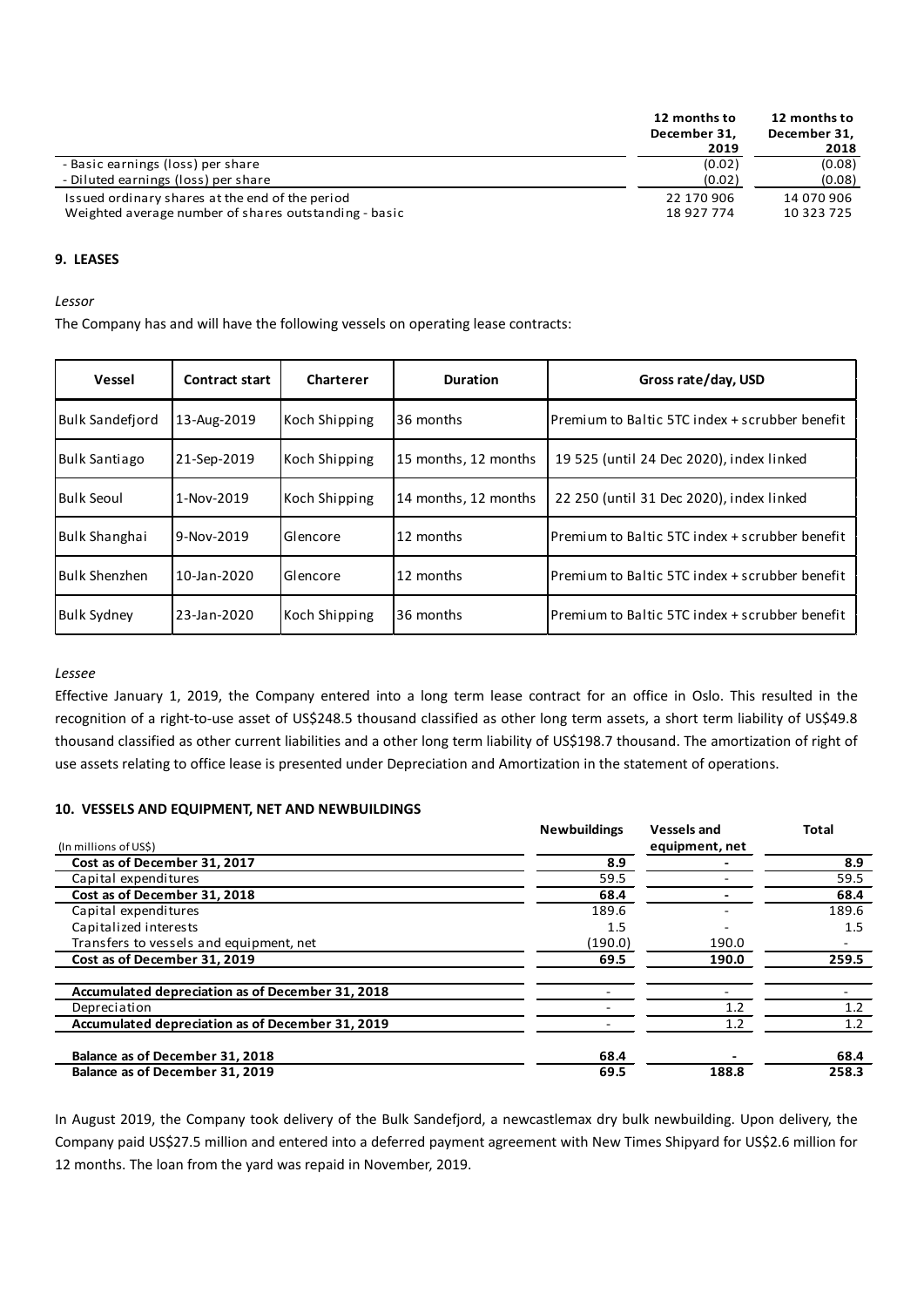| | 12 months to December 31, 2019 | 12 months to December 31, 2018 |
|---|---|---|
| - Basic earnings (loss) per share | (0.02) | (0.08) |
| - Diluted earnings (loss) per share | (0.02) | (0.08) |
| Issued ordinary shares at the end of the period | 22 170 906 | 14 070 906 |
| Weighted average number of shares outstanding - basic | 18 927 774 | 10 323 725 |

## 9. LEASES

*Lessor*

The Company has and will have the following vessels on operating lease contracts:

| Vessel | Contract start | Charterer | Duration | Gross rate/day, USD |
|---|---|---|---|---|
| Bulk Sandefjord | 13-Aug-2019 | Koch Shipping | 36 months | Premium to Baltic 5TC index + scrubber benefit |
| Bulk Santiago | 21-Sep-2019 | Koch Shipping | 15 months, 12 months | 19 525 (until 24 Dec 2020), index linked |
| Bulk Seoul | 1-Nov-2019 | Koch Shipping | 14 months, 12 months | 22 250 (until 31 Dec 2020), index linked |
| Bulk Shanghai | 9-Nov-2019 | Glencore | 12 months | Premium to Baltic 5TC index + scrubber benefit |
| Bulk Shenzhen | 10-Jan-2020 | Glencore | 12 months | Premium to Baltic 5TC index + scrubber benefit |
| Bulk Sydney | 23-Jan-2020 | Koch Shipping | 36 months | Premium to Baltic 5TC index + scrubber benefit |

*Lessee*

Effective January 1, 2019, the Company entered into a long term lease contract for an office in Oslo. This resulted in the recognition of a right-to-use asset of US$248.5 thousand classified as other long term assets, a short term liability of US$49.8 thousand classified as other current liabilities and a other long term liability of US$198.7 thousand. The amortization of right of use assets relating to office lease is presented under Depreciation and Amortization in the statement of operations.

## 10. VESSELS AND EQUIPMENT, NET AND NEWBUILDINGS

| (In millions of US$) | Newbuildings | Vessels and equipment, net | Total |
|---|---|---|---|
| **Cost as of December 31, 2017** | **8.9** | **-** | **8.9** |
| Capital expenditures | 59.5 | - | 59.5 |
| **Cost as of December 31, 2018** | **68.4** | **-** | **68.4** |
| Capital expenditures | 189.6 | - | 189.6 |
| Capitalized interests | 1.5 | - | 1.5 |
| Transfers to vessels and equipment, net | (190.0) | 190.0 | - |
| **Cost as of December 31, 2019** | **69.5** | **190.0** | **259.5** |
| | | | |
| **Accumulated depreciation as of December 31, 2018** | - | - | - |
| Depreciation | - | 1.2 | 1.2 |
| **Accumulated depreciation as of December 31, 2019** | - | 1.2 | 1.2 |
| | | | |
| **Balance as of December 31, 2018** | **68.4** | **-** | **68.4** |
| **Balance as of December 31, 2019** | **69.5** | **188.8** | **258.3** |

In August 2019, the Company took delivery of the Bulk Sandefjord, a newcastlemax dry bulk newbuilding. Upon delivery, the Company paid US$27.5 million and entered into a deferred payment agreement with New Times Shipyard for US$2.6 million for 12 months. The loan from the yard was repaid in November, 2019.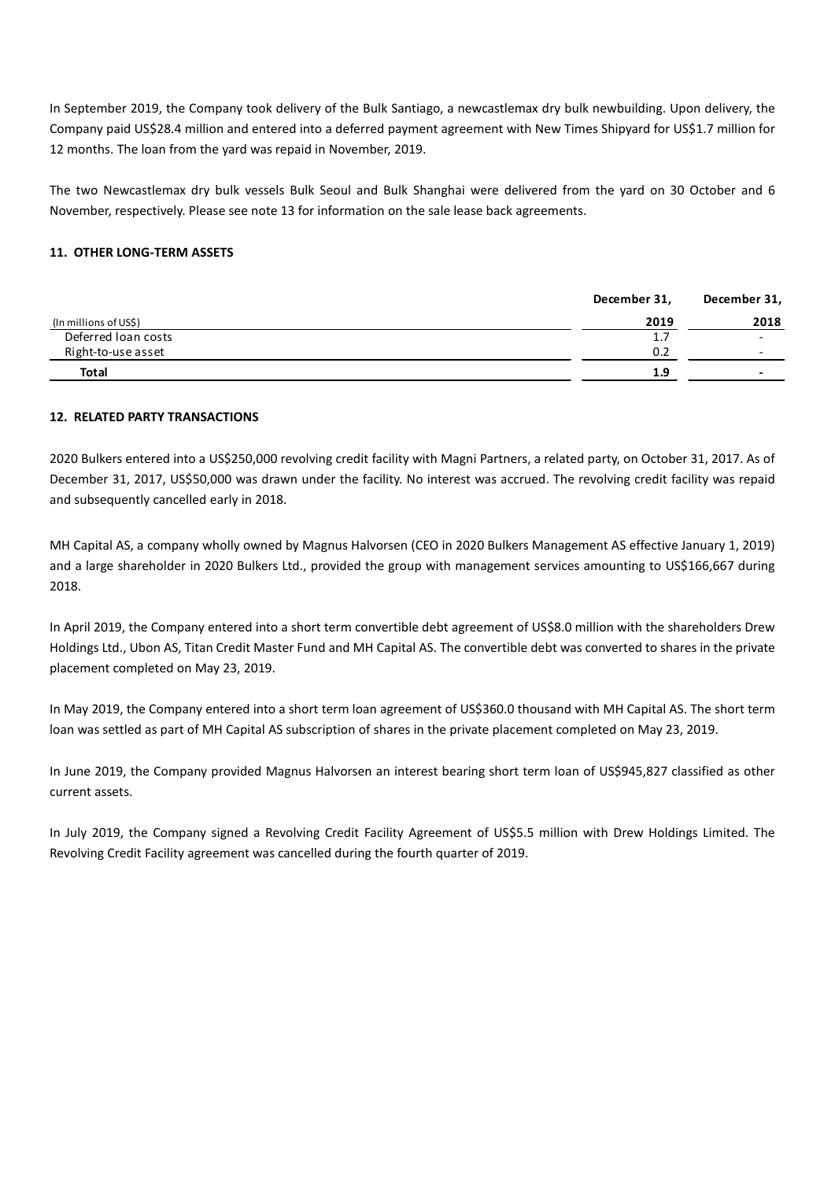In September 2019, the Company took delivery of the Bulk Santiago, a newcastlemax dry bulk newbuilding. Upon delivery, the Company paid US$28.4 million and entered into a deferred payment agreement with New Times Shipyard for US$1.7 million for 12 months. The loan from the yard was repaid in November, 2019.

The two Newcastlemax dry bulk vessels Bulk Seoul and Bulk Shanghai were delivered from the yard on 30 October and 6 November, respectively. Please see note 13 for information on the sale lease back agreements.

## 11. OTHER LONG-TERM ASSETS

| (In millions of US$) | December 31, 2019 | December 31, 2018 |
|---|---|---|
| Deferred loan costs | 1.7 | - |
| Right-to-use asset | 0.2 | - |
| **Total** | **1.9** | **-** |

## 12. RELATED PARTY TRANSACTIONS

2020 Bulkers entered into a US$250,000 revolving credit facility with Magni Partners, a related party, on October 31, 2017. As of December 31, 2017, US$50,000 was drawn under the facility. No interest was accrued. The revolving credit facility was repaid and subsequently cancelled early in 2018.

MH Capital AS, a company wholly owned by Magnus Halvorsen (CEO in 2020 Bulkers Management AS effective January 1, 2019) and a large shareholder in 2020 Bulkers Ltd., provided the group with management services amounting to US$166,667 during 2018.

In April 2019, the Company entered into a short term convertible debt agreement of US$8.0 million with the shareholders Drew Holdings Ltd., Ubon AS, Titan Credit Master Fund and MH Capital AS. The convertible debt was converted to shares in the private placement completed on May 23, 2019.

In May 2019, the Company entered into a short term loan agreement of US$360.0 thousand with MH Capital AS. The short term loan was settled as part of MH Capital AS subscription of shares in the private placement completed on May 23, 2019.

In June 2019, the Company provided Magnus Halvorsen an interest bearing short term loan of US$945,827 classified as other current assets.

In July 2019, the Company signed a Revolving Credit Facility Agreement of US$5.5 million with Drew Holdings Limited. The Revolving Credit Facility agreement was cancelled during the fourth quarter of 2019.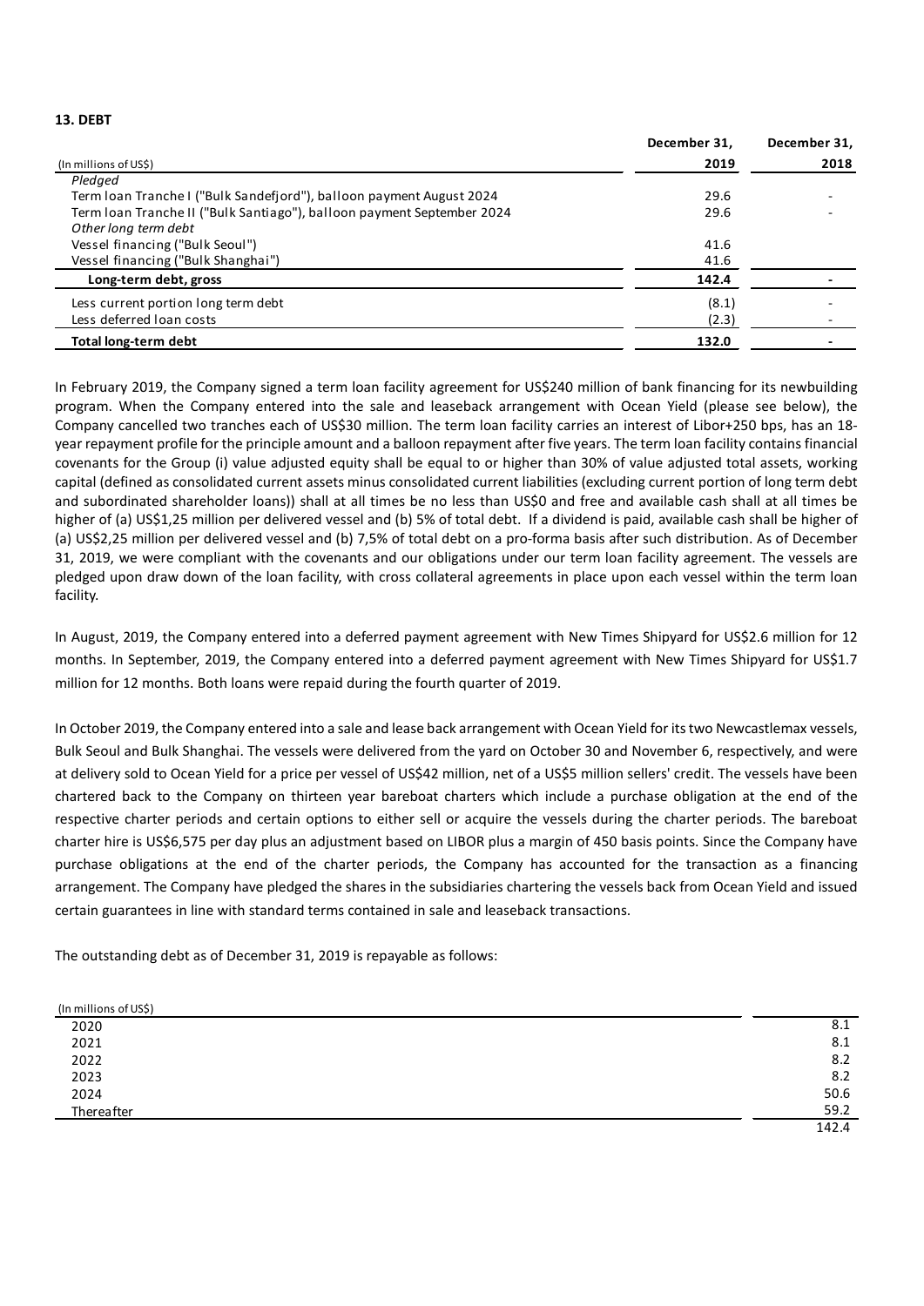**13. DEBT**

| (In millions of US$) | December 31, 2019 | December 31, 2018 |
|---|---|---|
| *Pledged* | | |
| Term loan Tranche I ("Bulk Sandefjord"), balloon payment August 2024 | 29.6 | - |
| Term loan Tranche II ("Bulk Santiago"), balloon payment September 2024 | 29.6 | - |
| *Other long term debt* | | |
| Vessel financing ("Bulk Seoul") | 41.6 | |
| Vessel financing ("Bulk Shanghai") | 41.6 | |
| **Long-term debt, gross** | **142.4** | **-** |
| Less current portion long term debt | (8.1) | - |
| Less deferred loan costs | (2.3) | - |
| **Total long-term debt** | **132.0** | **-** |

In February 2019, the Company signed a term loan facility agreement for US$240 million of bank financing for its newbuilding program. When the Company entered into the sale and leaseback arrangement with Ocean Yield (please see below), the Company cancelled two tranches each of US$30 million. The term loan facility carries an interest of Libor+250 bps, has an 18-year repayment profile for the principle amount and a balloon repayment after five years. The term loan facility contains financial covenants for the Group (i) value adjusted equity shall be equal to or higher than 30% of value adjusted total assets, working capital (defined as consolidated current assets minus consolidated current liabilities (excluding current portion of long term debt and subordinated shareholder loans)) shall at all times be no less than US$0 and free and available cash shall at all times be higher of (a) US$1,25 million per delivered vessel and (b) 5% of total debt. If a dividend is paid, available cash shall be higher of (a) US$2,25 million per delivered vessel and (b) 7,5% of total debt on a pro-forma basis after such distribution. As of December 31, 2019, we were compliant with the covenants and our obligations under our term loan facility agreement. The vessels are pledged upon draw down of the loan facility, with cross collateral agreements in place upon each vessel within the term loan facility.

In August, 2019, the Company entered into a deferred payment agreement with New Times Shipyard for US$2.6 million for 12 months. In September, 2019, the Company entered into a deferred payment agreement with New Times Shipyard for US$1.7 million for 12 months. Both loans were repaid during the fourth quarter of 2019.

In October 2019, the Company entered into a sale and lease back arrangement with Ocean Yield for its two Newcastlemax vessels, Bulk Seoul and Bulk Shanghai. The vessels were delivered from the yard on October 30 and November 6, respectively, and were at delivery sold to Ocean Yield for a price per vessel of US$42 million, net of a US$5 million sellers' credit. The vessels have been chartered back to the Company on thirteen year bareboat charters which include a purchase obligation at the end of the respective charter periods and certain options to either sell or acquire the vessels during the charter periods. The bareboat charter hire is US$6,575 per day plus an adjustment based on LIBOR plus a margin of 450 basis points. Since the Company have purchase obligations at the end of the charter periods, the Company has accounted for the transaction as a financing arrangement. The Company have pledged the shares in the subsidiaries chartering the vessels back from Ocean Yield and issued certain guarantees in line with standard terms contained in sale and leaseback transactions.

The outstanding debt as of December 31, 2019 is repayable as follows:

| (In millions of US$) | |
|---|---|
| 2020 | 8.1 |
| 2021 | 8.1 |
| 2022 | 8.2 |
| 2023 | 8.2 |
| 2024 | 50.6 |
| Thereafter | 59.2 |
| | 142.4 |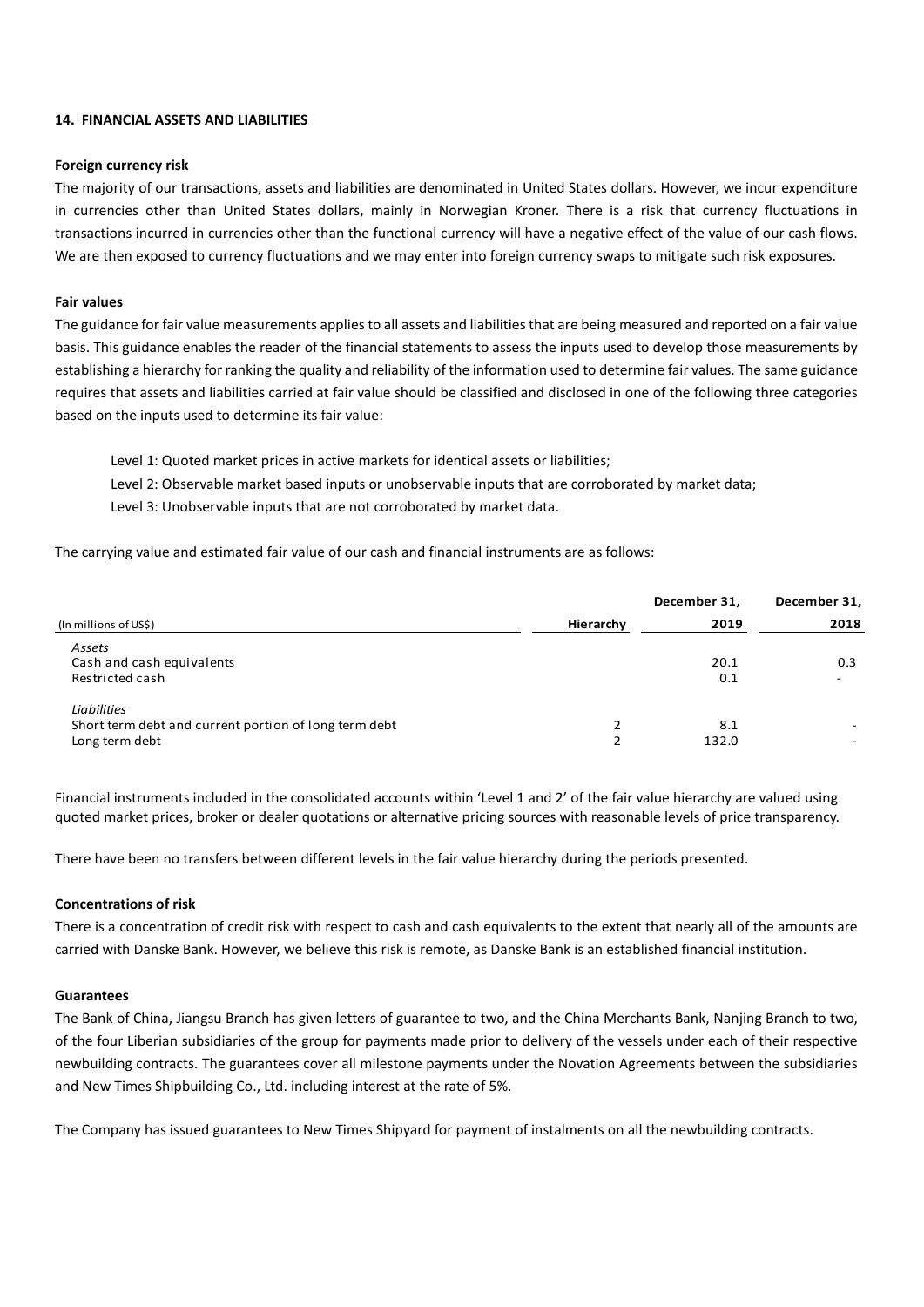## 14. FINANCIAL ASSETS AND LIABILITIES

### Foreign currency risk

The majority of our transactions, assets and liabilities are denominated in United States dollars. However, we incur expenditure in currencies other than United States dollars, mainly in Norwegian Kroner. There is a risk that currency fluctuations in transactions incurred in currencies other than the functional currency will have a negative effect of the value of our cash flows. We are then exposed to currency fluctuations and we may enter into foreign currency swaps to mitigate such risk exposures.

### Fair values

The guidance for fair value measurements applies to all assets and liabilities that are being measured and reported on a fair value basis. This guidance enables the reader of the financial statements to assess the inputs used to develop those measurements by establishing a hierarchy for ranking the quality and reliability of the information used to determine fair values. The same guidance requires that assets and liabilities carried at fair value should be classified and disclosed in one of the following three categories based on the inputs used to determine its fair value:

Level 1: Quoted market prices in active markets for identical assets or liabilities;
Level 2: Observable market based inputs or unobservable inputs that are corroborated by market data;
Level 3: Unobservable inputs that are not corroborated by market data.

The carrying value and estimated fair value of our cash and financial instruments are as follows:

| (In millions of US$) | Hierarchy | December 31, 2019 | December 31, 2018 |
|---|---|---|---|
| *Assets* | | | |
| Cash and cash equivalents | | 20.1 | 0.3 |
| Restricted cash | | 0.1 | - |
| *Liabilities* | | | |
| Short term debt and current portion of long term debt | 2 | 8.1 | - |
| Long term debt | 2 | 132.0 | - |

Financial instruments included in the consolidated accounts within 'Level 1 and 2' of the fair value hierarchy are valued using quoted market prices, broker or dealer quotations or alternative pricing sources with reasonable levels of price transparency.

There have been no transfers between different levels in the fair value hierarchy during the periods presented.

### Concentrations of risk

There is a concentration of credit risk with respect to cash and cash equivalents to the extent that nearly all of the amounts are carried with Danske Bank. However, we believe this risk is remote, as Danske Bank is an established financial institution.

### Guarantees

The Bank of China, Jiangsu Branch has given letters of guarantee to two, and the China Merchants Bank, Nanjing Branch to two, of the four Liberian subsidiaries of the group for payments made prior to delivery of the vessels under each of their respective newbuilding contracts. The guarantees cover all milestone payments under the Novation Agreements between the subsidiaries and New Times Shipbuilding Co., Ltd. including interest at the rate of 5%.

The Company has issued guarantees to New Times Shipyard for payment of instalments on all the newbuilding contracts.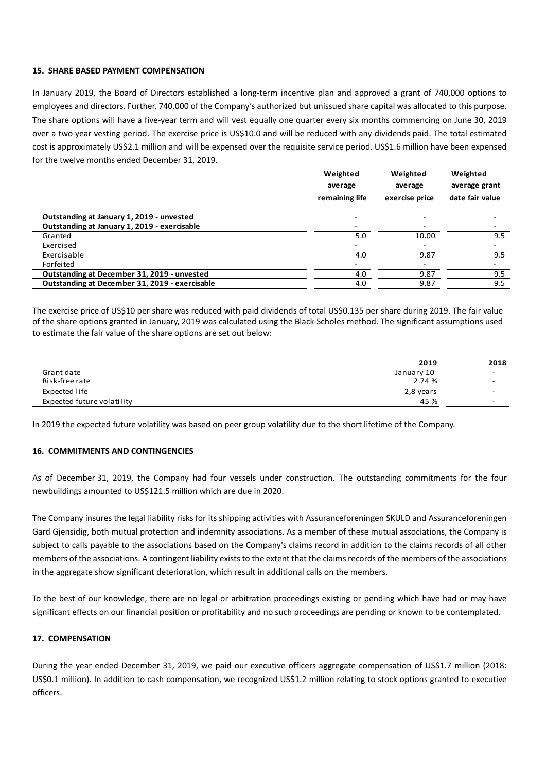## 15. SHARE BASED PAYMENT COMPENSATION

In January 2019, the Board of Directors established a long-term incentive plan and approved a grant of 740,000 options to employees and directors. Further, 740,000 of the Company's authorized but unissued share capital was allocated to this purpose. The share options will have a five-year term and will vest equally one quarter every six months commencing on June 30, 2019 over a two year vesting period. The exercise price is US$10.0 and will be reduced with any dividends paid. The total estimated cost is approximately US$2.1 million and will be expensed over the requisite service period. US$1.6 million have been expensed for the twelve months ended December 31, 2019.

| | Weighted average remaining life | Weighted average exercise price | Weighted average grant date fair value |
|---|---|---|---|
| **Outstanding at January 1, 2019 - unvested** | - | - | - |
| **Outstanding at January 1, 2019 - exercisable** | - | - | - |
| Granted | 5.0 | 10.00 | 9.5 |
| Exercised | - | - | - |
| Exercisable | 4.0 | 9.87 | 9.5 |
| Forfeited | - | - | - |
| **Outstanding at December 31, 2019 - unvested** | 4.0 | 9.87 | 9.5 |
| **Outstanding at December 31, 2019 - exercisable** | 4.0 | 9.87 | 9.5 |

The exercise price of US$10 per share was reduced with paid dividends of total US$0.135 per share during 2019. The fair value of the share options granted in January, 2019 was calculated using the Black-Scholes method. The significant assumptions used to estimate the fair value of the share options are set out below:

| | 2019 | 2018 |
|---|---|---|
| Grant date | January 10 | - |
| Risk-free rate | 2.74 % | - |
| Expected life | 2,8 years | - |
| Expected future volatility | 45 % | - |

In 2019 the expected future volatility was based on peer group volatility due to the short lifetime of the Company.

## 16. COMMITMENTS AND CONTINGENCIES

As of December 31, 2019, the Company had four vessels under construction. The outstanding commitments for the four newbuildings amounted to US$121.5 million which are due in 2020.

The Company insures the legal liability risks for its shipping activities with Assuranceforeningen SKULD and Assuranceforeningen Gard Gjensidig, both mutual protection and indemnity associations. As a member of these mutual associations, the Company is subject to calls payable to the associations based on the Company's claims record in addition to the claims records of all other members of the associations. A contingent liability exists to the extent that the claims records of the members of the associations in the aggregate show significant deterioration, which result in additional calls on the members.

To the best of our knowledge, there are no legal or arbitration proceedings existing or pending which have had or may have significant effects on our financial position or profitability and no such proceedings are pending or known to be contemplated.

## 17. COMPENSATION

During the year ended December 31, 2019, we paid our executive officers aggregate compensation of US$1.7 million (2018: US$0.1 million). In addition to cash compensation, we recognized US$1.2 million relating to stock options granted to executive officers.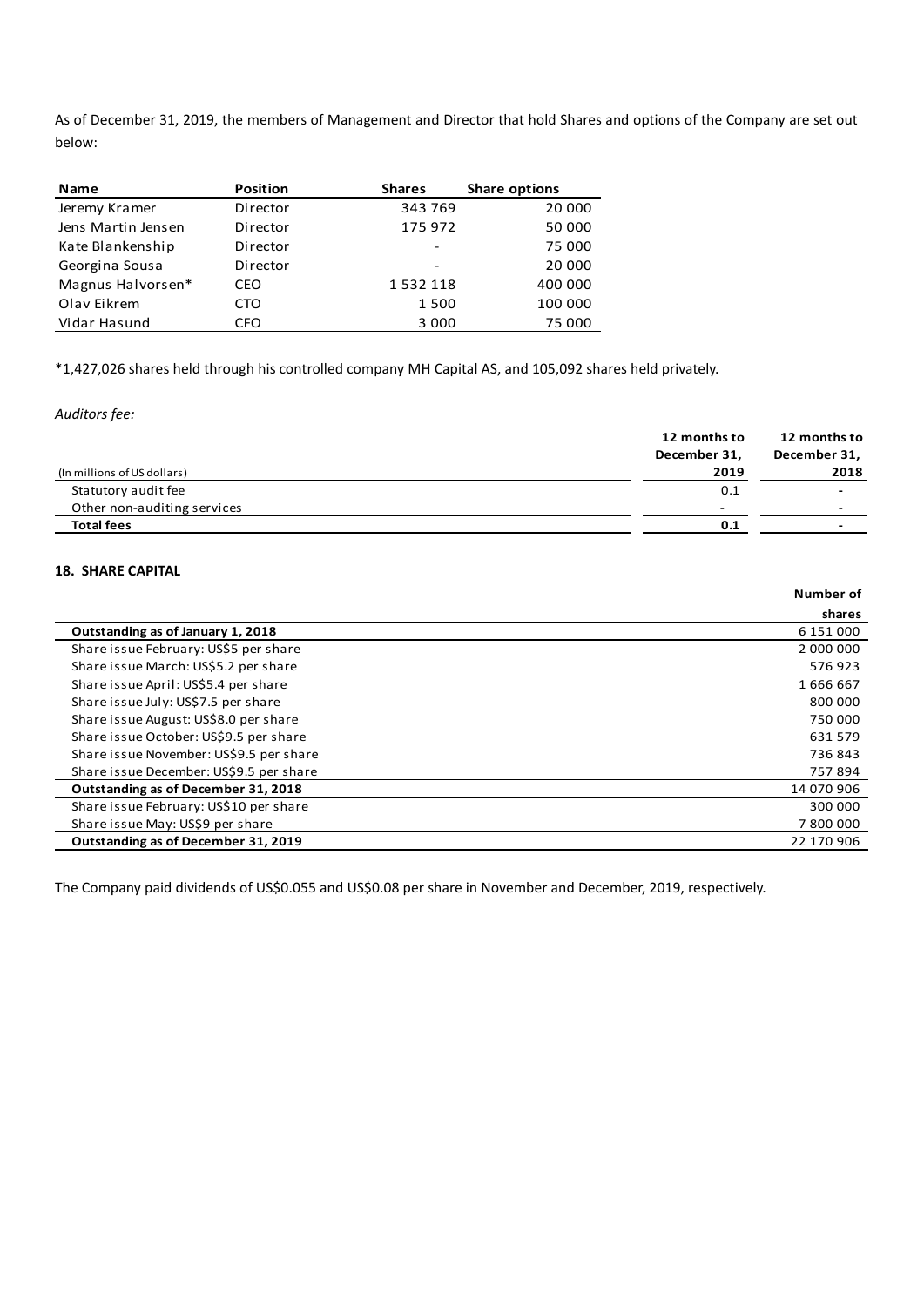As of December 31, 2019, the members of Management and Director that hold Shares and options of the Company are set out below:

| Name | Position | Shares | Share options |
|---|---|---|---|
| Jeremy Kramer | Director | 343 769 | 20 000 |
| Jens Martin Jensen | Director | 175 972 | 50 000 |
| Kate Blankenship | Director | - | 75 000 |
| Georgina Sousa | Director | - | 20 000 |
| Magnus Halvorsen* | CEO | 1 532 118 | 400 000 |
| Olav Eikrem | CTO | 1 500 | 100 000 |
| Vidar Hasund | CFO | 3 000 | 75 000 |

*1,427,026 shares held through his controlled company MH Capital AS, and 105,092 shares held privately.

*Auditors fee:*

| (In millions of US dollars) | 12 months to December 31, 2019 | 12 months to December 31, 2018 |
|---|---|---|
| Statutory audit fee | 0.1 | - |
| Other non-auditing services | - | - |
| **Total fees** | **0.1** | **-** |

### 18. SHARE CAPITAL

| | Number of shares |
|---|---|
| **Outstanding as of January 1, 2018** | 6 151 000 |
| Share issue February: US$5 per share | 2 000 000 |
| Share issue March: US$5.2 per share | 576 923 |
| Share issue April: US$5.4 per share | 1 666 667 |
| Share issue July: US$7.5 per share | 800 000 |
| Share issue August: US$8.0 per share | 750 000 |
| Share issue October: US$9.5 per share | 631 579 |
| Share issue November: US$9.5 per share | 736 843 |
| Share issue December: US$9.5 per share | 757 894 |
| **Outstanding as of December 31, 2018** | 14 070 906 |
| Share issue February: US$10 per share | 300 000 |
| Share issue May: US$9 per share | 7 800 000 |
| **Outstanding as of December 31, 2019** | 22 170 906 |

The Company paid dividends of US$0.055 and US$0.08 per share in November and December, 2019, respectively.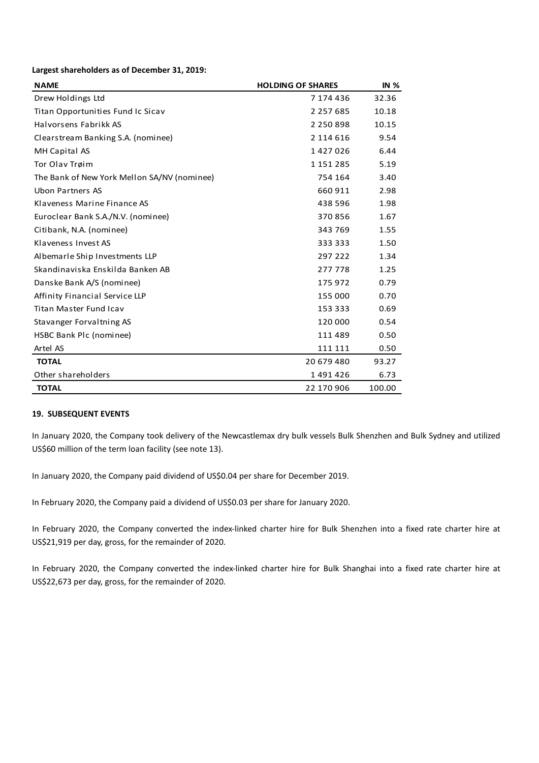**Largest shareholders as of December 31, 2019:**

| NAME | HOLDING OF SHARES | IN % |
|---|---|---|
| Drew Holdings Ltd | 7 174 436 | 32.36 |
| Titan Opportunities Fund Ic Sicav | 2 257 685 | 10.18 |
| Halvorsens Fabrikk AS | 2 250 898 | 10.15 |
| Clearstream Banking S.A. (nominee) | 2 114 616 | 9.54 |
| MH Capital AS | 1 427 026 | 6.44 |
| Tor Olav Trøim | 1 151 285 | 5.19 |
| The Bank of New York Mellon SA/NV (nominee) | 754 164 | 3.40 |
| Ubon Partners AS | 660 911 | 2.98 |
| Klaveness Marine Finance AS | 438 596 | 1.98 |
| Euroclear Bank S.A./N.V. (nominee) | 370 856 | 1.67 |
| Citibank, N.A. (nominee) | 343 769 | 1.55 |
| Klaveness Invest AS | 333 333 | 1.50 |
| Albemarle Ship Investments LLP | 297 222 | 1.34 |
| Skandinaviska Enskilda Banken AB | 277 778 | 1.25 |
| Danske Bank A/S (nominee) | 175 972 | 0.79 |
| Affinity Financial Service LLP | 155 000 | 0.70 |
| Titan Master Fund Icav | 153 333 | 0.69 |
| Stavanger Forvaltning AS | 120 000 | 0.54 |
| HSBC Bank Plc (nominee) | 111 489 | 0.50 |
| Artel AS | 111 111 | 0.50 |
| **TOTAL** | 20 679 480 | 93.27 |
| Other shareholders | 1 491 426 | 6.73 |
| **TOTAL** | 22 170 906 | 100.00 |

**19. SUBSEQUENT EVENTS**

In January 2020, the Company took delivery of the Newcastlemax dry bulk vessels Bulk Shenzhen and Bulk Sydney and utilized US$60 million of the term loan facility (see note 13).

In January 2020, the Company paid dividend of US$0.04 per share for December 2019.

In February 2020, the Company paid a dividend of US$0.03 per share for January 2020.

In February 2020, the Company converted the index-linked charter hire for Bulk Shenzhen into a fixed rate charter hire at US$21,919 per day, gross, for the remainder of 2020.

In February 2020, the Company converted the index-linked charter hire for Bulk Shanghai into a fixed rate charter hire at US$22,673 per day, gross, for the remainder of 2020.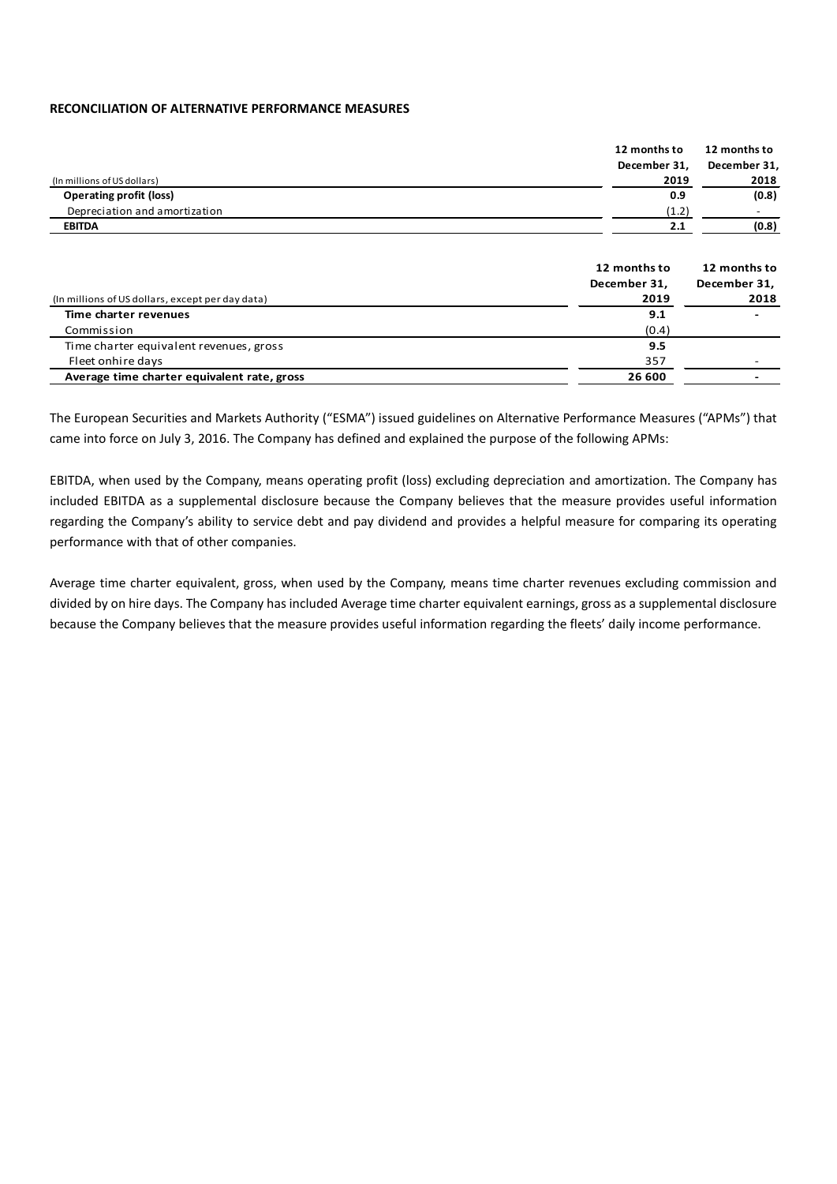**RECONCILIATION OF ALTERNATIVE PERFORMANCE MEASURES**

| (In millions of US dollars) | 12 months to December 31, 2019 | 12 months to December 31, 2018 |
|---|---|---|
| **Operating profit (loss)** | **0.9** | **(0.8)** |
| Depreciation and amortization | (1.2) | - |
| **EBITDA** | **2.1** | **(0.8)** |

| (In millions of US dollars, except per day data) | 12 months to December 31, 2019 | 12 months to December 31, 2018 |
|---|---|---|
| **Time charter revenues** | **9.1** | **-** |
| Commission | (0.4) | |
| Time charter equivalent revenues, gross | **9.5** | |
| Fleet onhire days | 357 | - |
| **Average time charter equivalent rate, gross** | **26 600** | **-** |

The European Securities and Markets Authority ("ESMA") issued guidelines on Alternative Performance Measures ("APMs") that came into force on July 3, 2016. The Company has defined and explained the purpose of the following APMs:

EBITDA, when used by the Company, means operating profit (loss) excluding depreciation and amortization. The Company has included EBITDA as a supplemental disclosure because the Company believes that the measure provides useful information regarding the Company's ability to service debt and pay dividend and provides a helpful measure for comparing its operating performance with that of other companies.

Average time charter equivalent, gross, when used by the Company, means time charter revenues excluding commission and divided by on hire days. The Company has included Average time charter equivalent earnings, gross as a supplemental disclosure because the Company believes that the measure provides useful information regarding the fleets' daily income performance.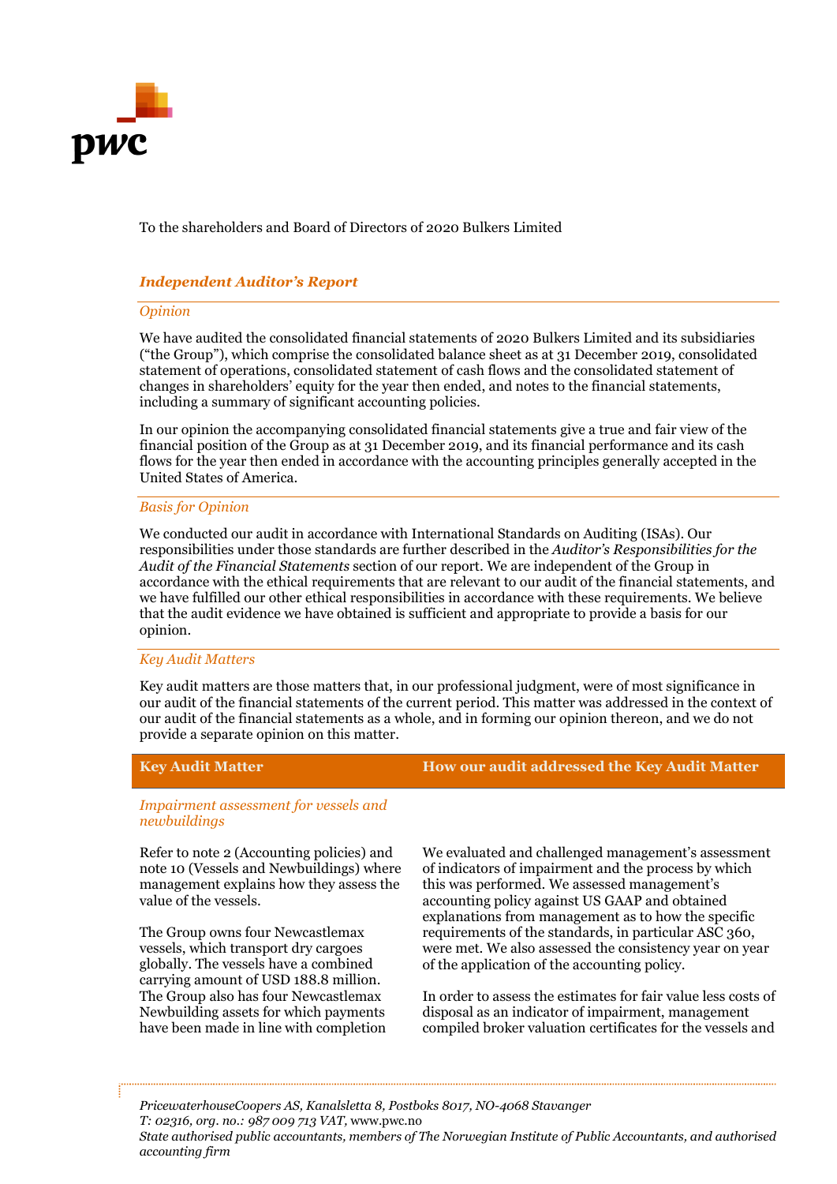To the shareholders and Board of Directors of 2020 Bulkers Limited

## *Independent Auditor's Report*

### *Opinion*

We have audited the consolidated financial statements of 2020 Bulkers Limited and its subsidiaries ("the Group"), which comprise the consolidated balance sheet as at 31 December 2019, consolidated statement of operations, consolidated statement of cash flows and the consolidated statement of changes in shareholders' equity for the year then ended, and notes to the financial statements, including a summary of significant accounting policies.

In our opinion the accompanying consolidated financial statements give a true and fair view of the financial position of the Group as at 31 December 2019, and its financial performance and its cash flows for the year then ended in accordance with the accounting principles generally accepted in the United States of America.

### *Basis for Opinion*

We conducted our audit in accordance with International Standards on Auditing (ISAs). Our responsibilities under those standards are further described in the *Auditor's Responsibilities for the Audit of the Financial Statements* section of our report. We are independent of the Group in accordance with the ethical requirements that are relevant to our audit of the financial statements, and we have fulfilled our other ethical responsibilities in accordance with these requirements. We believe that the audit evidence we have obtained is sufficient and appropriate to provide a basis for our opinion.

### *Key Audit Matters*

Key audit matters are those matters that, in our professional judgment, were of most significance in our audit of the financial statements of the current period. This matter was addressed in the context of our audit of the financial statements as a whole, and in forming our opinion thereon, and we do not provide a separate opinion on this matter.

| Key Audit Matter | How our audit addressed the Key Audit Matter |
|---|---|
| *Impairment assessment for vessels and newbuildings* | |
| Refer to note 2 (Accounting policies) and note 10 (Vessels and Newbuildings) where management explains how they assess the value of the vessels.<br><br>The Group owns four Newcastlemax vessels, which transport dry cargoes globally. The vessels have a combined carrying amount of USD 188.8 million. The Group also has four Newcastlemax Newbuilding assets for which payments have been made in line with completion | We evaluated and challenged management's assessment of indicators of impairment and the process by which this was performed. We assessed management's accounting policy against US GAAP and obtained explanations from management as to how the specific requirements of the standards, in particular ASC 360, were met. We also assessed the consistency year on year of the application of the accounting policy.<br><br>In order to assess the estimates for fair value less costs of disposal as an indicator of impairment, management compiled broker valuation certificates for the vessels and |

*PricewaterhouseCoopers AS, Kanalsletta 8, Postboks 8017, NO-4068 Stavanger*
*T: 02316, org. no.: 987 009 713 VAT,* www.pwc.no
*State authorised public accountants, members of The Norwegian Institute of Public Accountants, and authorised accounting firm*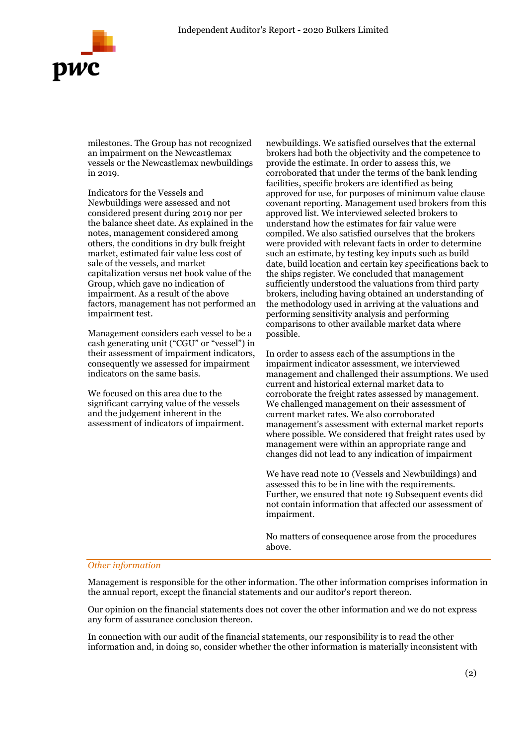milestones. The Group has not recognized an impairment on the Newcastlemax vessels or the Newcastlemax newbuildings in 2019.

Indicators for the Vessels and Newbuildings were assessed and not considered present during 2019 nor per the balance sheet date. As explained in the notes, management considered among others, the conditions in dry bulk freight market, estimated fair value less cost of sale of the vessels, and market capitalization versus net book value of the Group, which gave no indication of impairment. As a result of the above factors, management has not performed an impairment test.

Management considers each vessel to be a cash generating unit ("CGU" or "vessel") in their assessment of impairment indicators, consequently we assessed for impairment indicators on the same basis.

We focused on this area due to the significant carrying value of the vessels and the judgement inherent in the assessment of indicators of impairment.

newbuildings. We satisfied ourselves that the external brokers had both the objectivity and the competence to provide the estimate. In order to assess this, we corroborated that under the terms of the bank lending facilities, specific brokers are identified as being approved for use, for purposes of minimum value clause covenant reporting. Management used brokers from this approved list. We interviewed selected brokers to understand how the estimates for fair value were compiled. We also satisfied ourselves that the brokers were provided with relevant facts in order to determine such an estimate, by testing key inputs such as build date, build location and certain key specifications back to the ships register. We concluded that management sufficiently understood the valuations from third party brokers, including having obtained an understanding of the methodology used in arriving at the valuations and performing sensitivity analysis and performing comparisons to other available market data where possible.

In order to assess each of the assumptions in the impairment indicator assessment, we interviewed management and challenged their assumptions. We used current and historical external market data to corroborate the freight rates assessed by management. We challenged management on their assessment of current market rates. We also corroborated management's assessment with external market reports where possible. We considered that freight rates used by management were within an appropriate range and changes did not lead to any indication of impairment

We have read note 10 (Vessels and Newbuildings) and assessed this to be in line with the requirements. Further, we ensured that note 19 Subsequent events did not contain information that affected our assessment of impairment.

No matters of consequence arose from the procedures above.

*Other information*

Management is responsible for the other information. The other information comprises information in the annual report, except the financial statements and our auditor's report thereon.

Our opinion on the financial statements does not cover the other information and we do not express any form of assurance conclusion thereon.

In connection with our audit of the financial statements, our responsibility is to read the other information and, in doing so, consider whether the other information is materially inconsistent with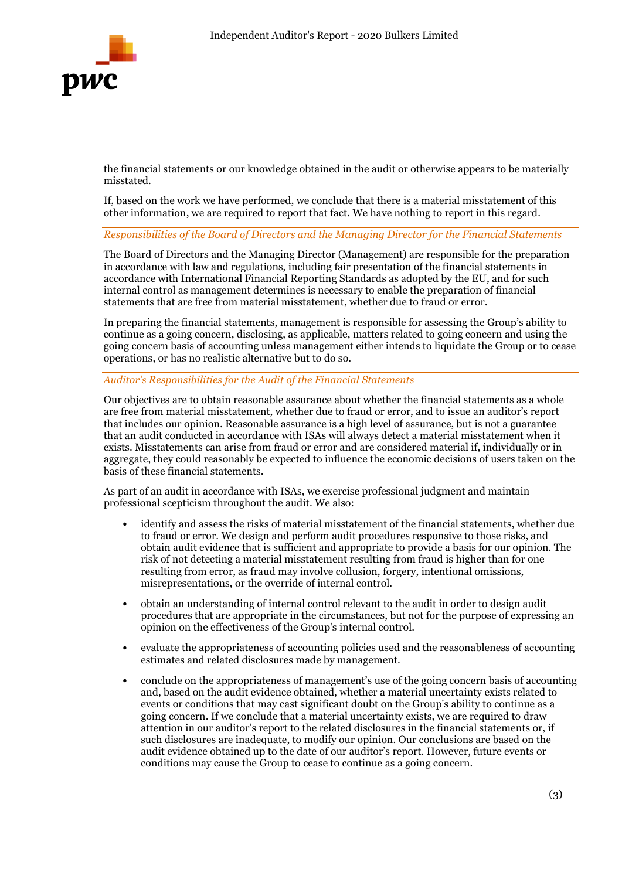the financial statements or our knowledge obtained in the audit or otherwise appears to be materially misstated.

If, based on the work we have performed, we conclude that there is a material misstatement of this other information, we are required to report that fact. We have nothing to report in this regard.

*Responsibilities of the Board of Directors and the Managing Director for the Financial Statements*

The Board of Directors and the Managing Director (Management) are responsible for the preparation in accordance with law and regulations, including fair presentation of the financial statements in accordance with International Financial Reporting Standards as adopted by the EU, and for such internal control as management determines is necessary to enable the preparation of financial statements that are free from material misstatement, whether due to fraud or error.

In preparing the financial statements, management is responsible for assessing the Group's ability to continue as a going concern, disclosing, as applicable, matters related to going concern and using the going concern basis of accounting unless management either intends to liquidate the Group or to cease operations, or has no realistic alternative but to do so.

*Auditor's Responsibilities for the Audit of the Financial Statements*

Our objectives are to obtain reasonable assurance about whether the financial statements as a whole are free from material misstatement, whether due to fraud or error, and to issue an auditor's report that includes our opinion. Reasonable assurance is a high level of assurance, but is not a guarantee that an audit conducted in accordance with ISAs will always detect a material misstatement when it exists. Misstatements can arise from fraud or error and are considered material if, individually or in aggregate, they could reasonably be expected to influence the economic decisions of users taken on the basis of these financial statements.

As part of an audit in accordance with ISAs, we exercise professional judgment and maintain professional scepticism throughout the audit. We also:

- identify and assess the risks of material misstatement of the financial statements, whether due to fraud or error. We design and perform audit procedures responsive to those risks, and obtain audit evidence that is sufficient and appropriate to provide a basis for our opinion. The risk of not detecting a material misstatement resulting from fraud is higher than for one resulting from error, as fraud may involve collusion, forgery, intentional omissions, misrepresentations, or the override of internal control.
- obtain an understanding of internal control relevant to the audit in order to design audit procedures that are appropriate in the circumstances, but not for the purpose of expressing an opinion on the effectiveness of the Group's internal control.
- evaluate the appropriateness of accounting policies used and the reasonableness of accounting estimates and related disclosures made by management.
- conclude on the appropriateness of management's use of the going concern basis of accounting and, based on the audit evidence obtained, whether a material uncertainty exists related to events or conditions that may cast significant doubt on the Group's ability to continue as a going concern. If we conclude that a material uncertainty exists, we are required to draw attention in our auditor's report to the related disclosures in the financial statements or, if such disclosures are inadequate, to modify our opinion. Our conclusions are based on the audit evidence obtained up to the date of our auditor's report. However, future events or conditions may cause the Group to cease to continue as a going concern.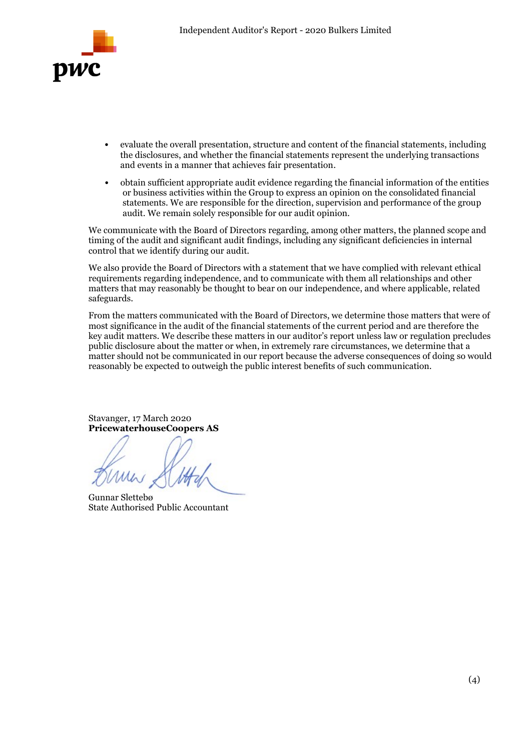- evaluate the overall presentation, structure and content of the financial statements, including the disclosures, and whether the financial statements represent the underlying transactions and events in a manner that achieves fair presentation.
- obtain sufficient appropriate audit evidence regarding the financial information of the entities or business activities within the Group to express an opinion on the consolidated financial statements. We are responsible for the direction, supervision and performance of the group audit. We remain solely responsible for our audit opinion.

We communicate with the Board of Directors regarding, among other matters, the planned scope and timing of the audit and significant audit findings, including any significant deficiencies in internal control that we identify during our audit.

We also provide the Board of Directors with a statement that we have complied with relevant ethical requirements regarding independence, and to communicate with them all relationships and other matters that may reasonably be thought to bear on our independence, and where applicable, related safeguards.

From the matters communicated with the Board of Directors, we determine those matters that were of most significance in the audit of the financial statements of the current period and are therefore the key audit matters. We describe these matters in our auditor's report unless law or regulation precludes public disclosure about the matter or when, in extremely rare circumstances, we determine that a matter should not be communicated in our report because the adverse consequences of doing so would reasonably be expected to outweigh the public interest benefits of such communication.

Stavanger, 17 March 2020
**PricewaterhouseCoopers AS**

Gunnar Slettebø
State Authorised Public Accountant